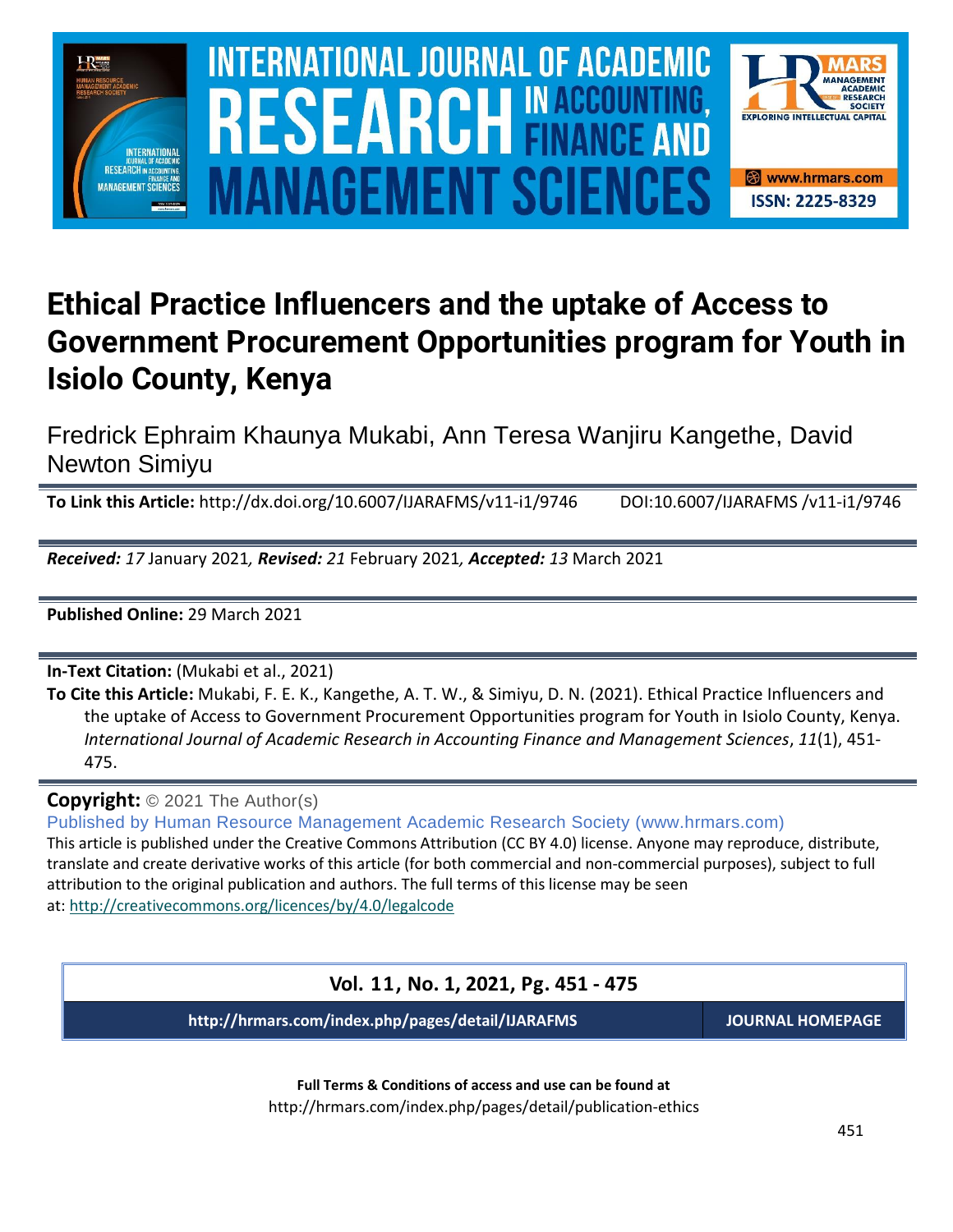# Ethical Practice Influencers and the uptake of Access to Government Procurement Opportunities program for Youth in Isiolo County, Kenya

Fredrick Ephraim Khaunya Mukabi, Ann Teresa Wanjiru Kangethe, David Newton Simiyu

**To Link this Article:** http://dx.doi.org/10.6007/IJARAFMS/v11-i1/9746 DOI:10.6007/IJARAFMS /v11-i1/9746

***Received:*** *17* January 2021*, **Revised:*** *21* February 2021*, **Accepted:*** *13* March 2021

**Published Online:** 29 March 2021

**In-Text Citation:** (Mukabi et al., 2021)

**To Cite this Article:** Mukabi, F. E. K., Kangethe, A. T. W., & Simiyu, D. N. (2021). Ethical Practice Influencers and the uptake of Access to Government Procurement Opportunities program for Youth in Isiolo County, Kenya. *International Journal of Academic Research in Accounting Finance and Management Sciences*, *11*(1), 451-475.

**Copyright:** © 2021 The Author(s)

Published by Human Resource Management Academic Research Society (www.hrmars.com)

This article is published under the Creative Commons Attribution (CC BY 4.0) license. Anyone may reproduce, distribute, translate and create derivative works of this article (for both commercial and non-commercial purposes), subject to full attribution to the original publication and authors. The full terms of this license may be seen at: http://creativecommons.org/licences/by/4.0/legalcode

**Vol. 11, No. 1, 2021, Pg. 451 - 475**

**http://hrmars.com/index.php/pages/detail/IJARAFMS** **JOURNAL HOMEPAGE**

**Full Terms & Conditions of access and use can be found at**
http://hrmars.com/index.php/pages/detail/publication-ethics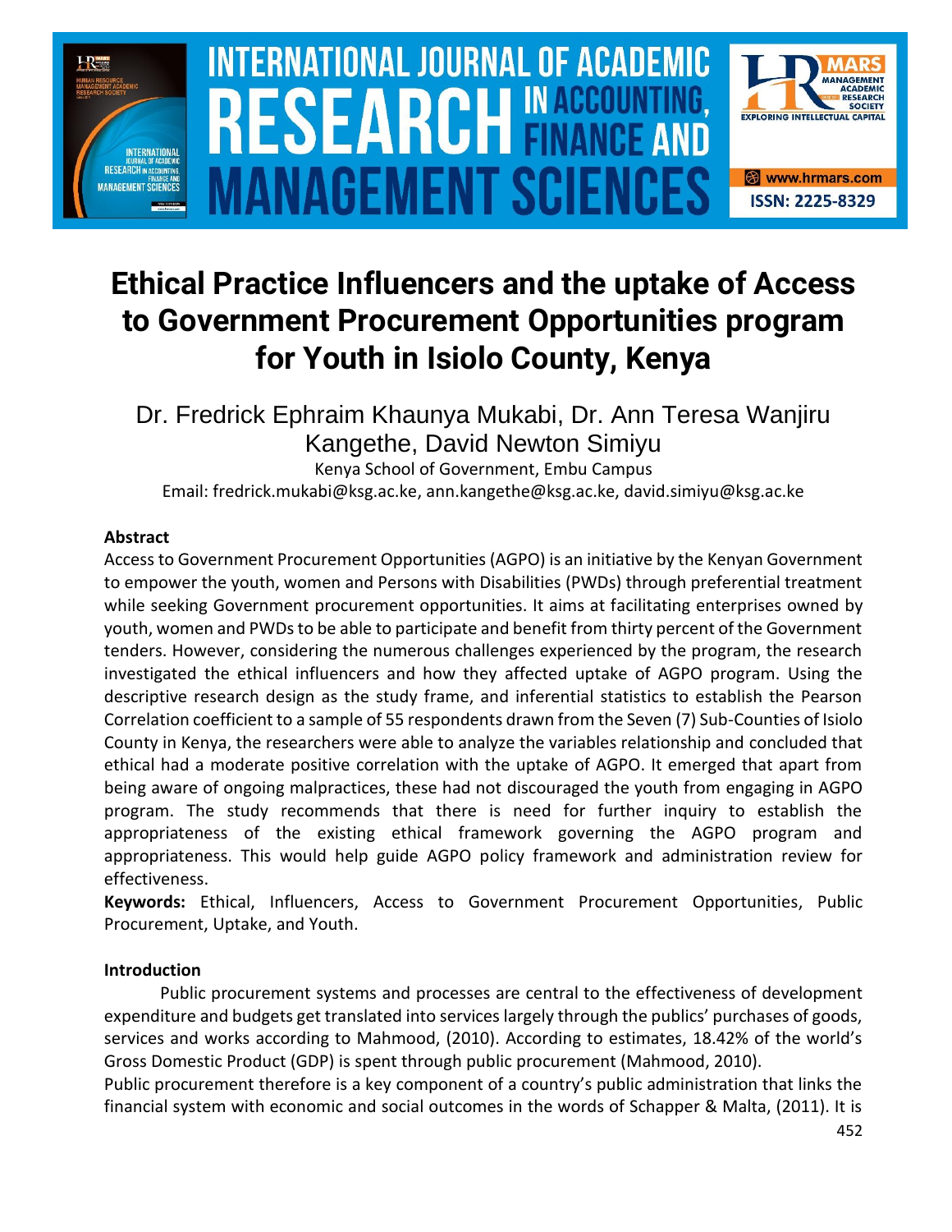# Ethical Practice Influencers and the uptake of Access to Government Procurement Opportunities program for Youth in Isiolo County, Kenya

Dr. Fredrick Ephraim Khaunya Mukabi, Dr. Ann Teresa Wanjiru Kangethe, David Newton Simiyu

Kenya School of Government, Embu Campus

Email: fredrick.mukabi@ksg.ac.ke, ann.kangethe@ksg.ac.ke, david.simiyu@ksg.ac.ke

### Abstract

Access to Government Procurement Opportunities (AGPO) is an initiative by the Kenyan Government to empower the youth, women and Persons with Disabilities (PWDs) through preferential treatment while seeking Government procurement opportunities. It aims at facilitating enterprises owned by youth, women and PWDs to be able to participate and benefit from thirty percent of the Government tenders. However, considering the numerous challenges experienced by the program, the research investigated the ethical influencers and how they affected uptake of AGPO program. Using the descriptive research design as the study frame, and inferential statistics to establish the Pearson Correlation coefficient to a sample of 55 respondents drawn from the Seven (7) Sub-Counties of Isiolo County in Kenya, the researchers were able to analyze the variables relationship and concluded that ethical had a moderate positive correlation with the uptake of AGPO. It emerged that apart from being aware of ongoing malpractices, these had not discouraged the youth from engaging in AGPO program. The study recommends that there is need for further inquiry to establish the appropriateness of the existing ethical framework governing the AGPO program and appropriateness. This would help guide AGPO policy framework and administration review for effectiveness.

**Keywords:** Ethical, Influencers, Access to Government Procurement Opportunities, Public Procurement, Uptake, and Youth.

### Introduction

Public procurement systems and processes are central to the effectiveness of development expenditure and budgets get translated into services largely through the publics' purchases of goods, services and works according to Mahmood, (2010). According to estimates, 18.42% of the world's Gross Domestic Product (GDP) is spent through public procurement (Mahmood, 2010).

Public procurement therefore is a key component of a country's public administration that links the financial system with economic and social outcomes in the words of Schapper & Malta, (2011). It is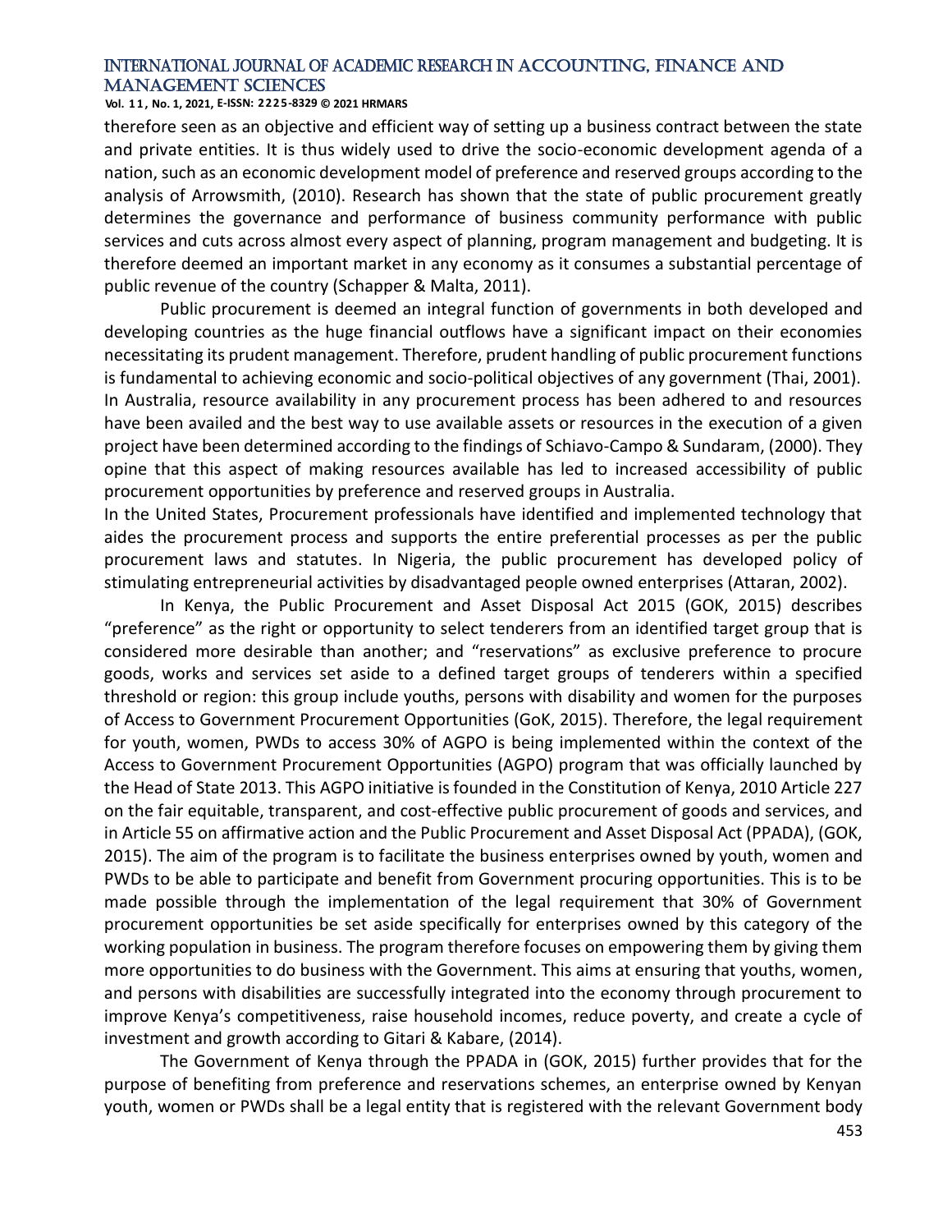therefore seen as an objective and efficient way of setting up a business contract between the state and private entities. It is thus widely used to drive the socio-economic development agenda of a nation, such as an economic development model of preference and reserved groups according to the analysis of Arrowsmith, (2010). Research has shown that the state of public procurement greatly determines the governance and performance of business community performance with public services and cuts across almost every aspect of planning, program management and budgeting. It is therefore deemed an important market in any economy as it consumes a substantial percentage of public revenue of the country (Schapper & Malta, 2011).

Public procurement is deemed an integral function of governments in both developed and developing countries as the huge financial outflows have a significant impact on their economies necessitating its prudent management. Therefore, prudent handling of public procurement functions is fundamental to achieving economic and socio-political objectives of any government (Thai, 2001). In Australia, resource availability in any procurement process has been adhered to and resources have been availed and the best way to use available assets or resources in the execution of a given project have been determined according to the findings of Schiavo-Campo & Sundaram, (2000). They opine that this aspect of making resources available has led to increased accessibility of public procurement opportunities by preference and reserved groups in Australia.

In the United States, Procurement professionals have identified and implemented technology that aides the procurement process and supports the entire preferential processes as per the public procurement laws and statutes. In Nigeria, the public procurement has developed policy of stimulating entrepreneurial activities by disadvantaged people owned enterprises (Attaran, 2002).

In Kenya, the Public Procurement and Asset Disposal Act 2015 (GOK, 2015) describes "preference" as the right or opportunity to select tenderers from an identified target group that is considered more desirable than another; and "reservations" as exclusive preference to procure goods, works and services set aside to a defined target groups of tenderers within a specified threshold or region: this group include youths, persons with disability and women for the purposes of Access to Government Procurement Opportunities (GoK, 2015). Therefore, the legal requirement for youth, women, PWDs to access 30% of AGPO is being implemented within the context of the Access to Government Procurement Opportunities (AGPO) program that was officially launched by the Head of State 2013. This AGPO initiative is founded in the Constitution of Kenya, 2010 Article 227 on the fair equitable, transparent, and cost-effective public procurement of goods and services, and in Article 55 on affirmative action and the Public Procurement and Asset Disposal Act (PPADA), (GOK, 2015). The aim of the program is to facilitate the business enterprises owned by youth, women and PWDs to be able to participate and benefit from Government procuring opportunities. This is to be made possible through the implementation of the legal requirement that 30% of Government procurement opportunities be set aside specifically for enterprises owned by this category of the working population in business. The program therefore focuses on empowering them by giving them more opportunities to do business with the Government. This aims at ensuring that youths, women, and persons with disabilities are successfully integrated into the economy through procurement to improve Kenya's competitiveness, raise household incomes, reduce poverty, and create a cycle of investment and growth according to Gitari & Kabare, (2014).

The Government of Kenya through the PPADA in (GOK, 2015) further provides that for the purpose of benefiting from preference and reservations schemes, an enterprise owned by Kenyan youth, women or PWDs shall be a legal entity that is registered with the relevant Government body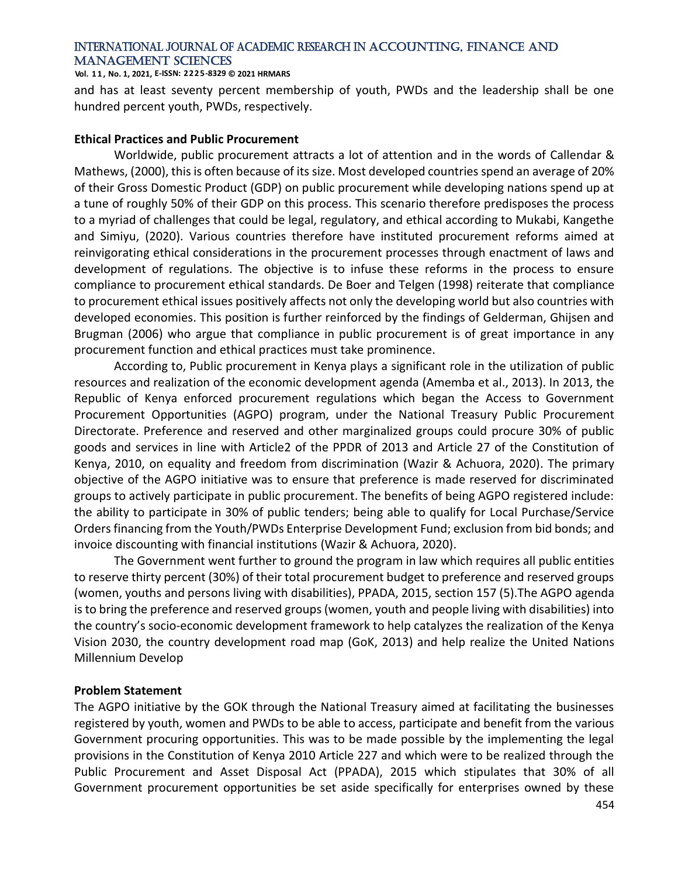and has at least seventy percent membership of youth, PWDs and the leadership shall be one hundred percent youth, PWDs, respectively.

**Ethical Practices and Public Procurement**

Worldwide, public procurement attracts a lot of attention and in the words of Callendar & Mathews, (2000), this is often because of its size. Most developed countries spend an average of 20% of their Gross Domestic Product (GDP) on public procurement while developing nations spend up at a tune of roughly 50% of their GDP on this process. This scenario therefore predisposes the process to a myriad of challenges that could be legal, regulatory, and ethical according to Mukabi, Kangethe and Simiyu, (2020). Various countries therefore have instituted procurement reforms aimed at reinvigorating ethical considerations in the procurement processes through enactment of laws and development of regulations. The objective is to infuse these reforms in the process to ensure compliance to procurement ethical standards. De Boer and Telgen (1998) reiterate that compliance to procurement ethical issues positively affects not only the developing world but also countries with developed economies. This position is further reinforced by the findings of Gelderman, Ghijsen and Brugman (2006) who argue that compliance in public procurement is of great importance in any procurement function and ethical practices must take prominence.

According to, Public procurement in Kenya plays a significant role in the utilization of public resources and realization of the economic development agenda (Amemba et al., 2013). In 2013, the Republic of Kenya enforced procurement regulations which began the Access to Government Procurement Opportunities (AGPO) program, under the National Treasury Public Procurement Directorate. Preference and reserved and other marginalized groups could procure 30% of public goods and services in line with Article2 of the PPDR of 2013 and Article 27 of the Constitution of Kenya, 2010, on equality and freedom from discrimination (Wazir & Achuora, 2020). The primary objective of the AGPO initiative was to ensure that preference is made reserved for discriminated groups to actively participate in public procurement. The benefits of being AGPO registered include: the ability to participate in 30% of public tenders; being able to qualify for Local Purchase/Service Orders financing from the Youth/PWDs Enterprise Development Fund; exclusion from bid bonds; and invoice discounting with financial institutions (Wazir & Achuora, 2020).

The Government went further to ground the program in law which requires all public entities to reserve thirty percent (30%) of their total procurement budget to preference and reserved groups (women, youths and persons living with disabilities), PPADA, 2015, section 157 (5).The AGPO agenda is to bring the preference and reserved groups (women, youth and people living with disabilities) into the country's socio-economic development framework to help catalyzes the realization of the Kenya Vision 2030, the country development road map (GoK, 2013) and help realize the United Nations Millennium Develop

**Problem Statement**

The AGPO initiative by the GOK through the National Treasury aimed at facilitating the businesses registered by youth, women and PWDs to be able to access, participate and benefit from the various Government procuring opportunities. This was to be made possible by the implementing the legal provisions in the Constitution of Kenya 2010 Article 227 and which were to be realized through the Public Procurement and Asset Disposal Act (PPADA), 2015 which stipulates that 30% of all Government procurement opportunities be set aside specifically for enterprises owned by these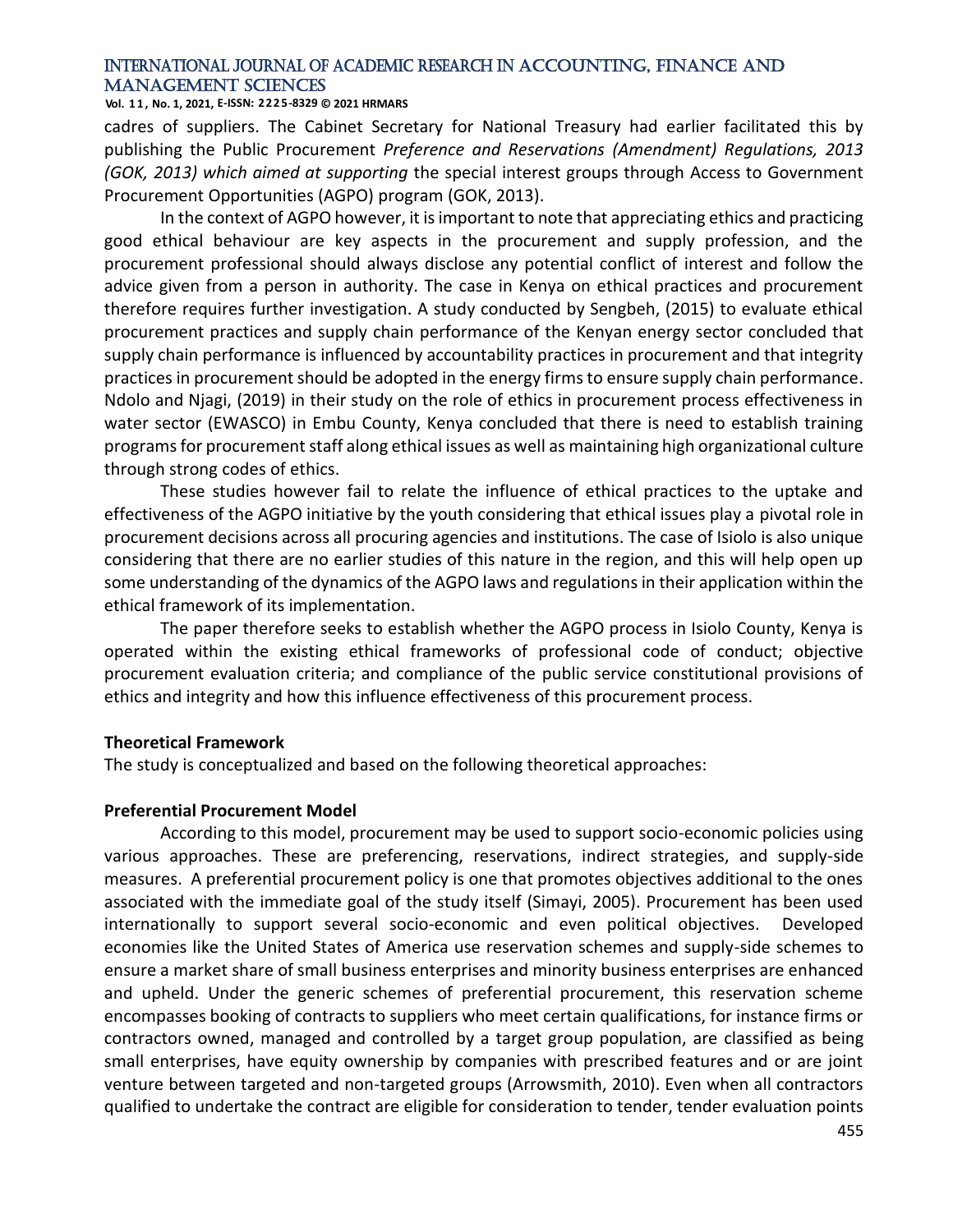cadres of suppliers. The Cabinet Secretary for National Treasury had earlier facilitated this by publishing the Public Procurement *Preference and Reservations (Amendment) Regulations, 2013 (GOK, 2013) which aimed at supporting* the special interest groups through Access to Government Procurement Opportunities (AGPO) program (GOK, 2013).

In the context of AGPO however, it is important to note that appreciating ethics and practicing good ethical behaviour are key aspects in the procurement and supply profession, and the procurement professional should always disclose any potential conflict of interest and follow the advice given from a person in authority. The case in Kenya on ethical practices and procurement therefore requires further investigation. A study conducted by Sengbeh, (2015) to evaluate ethical procurement practices and supply chain performance of the Kenyan energy sector concluded that supply chain performance is influenced by accountability practices in procurement and that integrity practices in procurement should be adopted in the energy firms to ensure supply chain performance. Ndolo and Njagi, (2019) in their study on the role of ethics in procurement process effectiveness in water sector (EWASCO) in Embu County, Kenya concluded that there is need to establish training programs for procurement staff along ethical issues as well as maintaining high organizational culture through strong codes of ethics.

These studies however fail to relate the influence of ethical practices to the uptake and effectiveness of the AGPO initiative by the youth considering that ethical issues play a pivotal role in procurement decisions across all procuring agencies and institutions. The case of Isiolo is also unique considering that there are no earlier studies of this nature in the region, and this will help open up some understanding of the dynamics of the AGPO laws and regulations in their application within the ethical framework of its implementation.

The paper therefore seeks to establish whether the AGPO process in Isiolo County, Kenya is operated within the existing ethical frameworks of professional code of conduct; objective procurement evaluation criteria; and compliance of the public service constitutional provisions of ethics and integrity and how this influence effectiveness of this procurement process.

**Theoretical Framework**

The study is conceptualized and based on the following theoretical approaches:

**Preferential Procurement Model**

According to this model, procurement may be used to support socio-economic policies using various approaches. These are preferencing, reservations, indirect strategies, and supply-side measures. A preferential procurement policy is one that promotes objectives additional to the ones associated with the immediate goal of the study itself (Simayi, 2005). Procurement has been used internationally to support several socio-economic and even political objectives. Developed economies like the United States of America use reservation schemes and supply-side schemes to ensure a market share of small business enterprises and minority business enterprises are enhanced and upheld. Under the generic schemes of preferential procurement, this reservation scheme encompasses booking of contracts to suppliers who meet certain qualifications, for instance firms or contractors owned, managed and controlled by a target group population, are classified as being small enterprises, have equity ownership by companies with prescribed features and or are joint venture between targeted and non-targeted groups (Arrowsmith, 2010). Even when all contractors qualified to undertake the contract are eligible for consideration to tender, tender evaluation points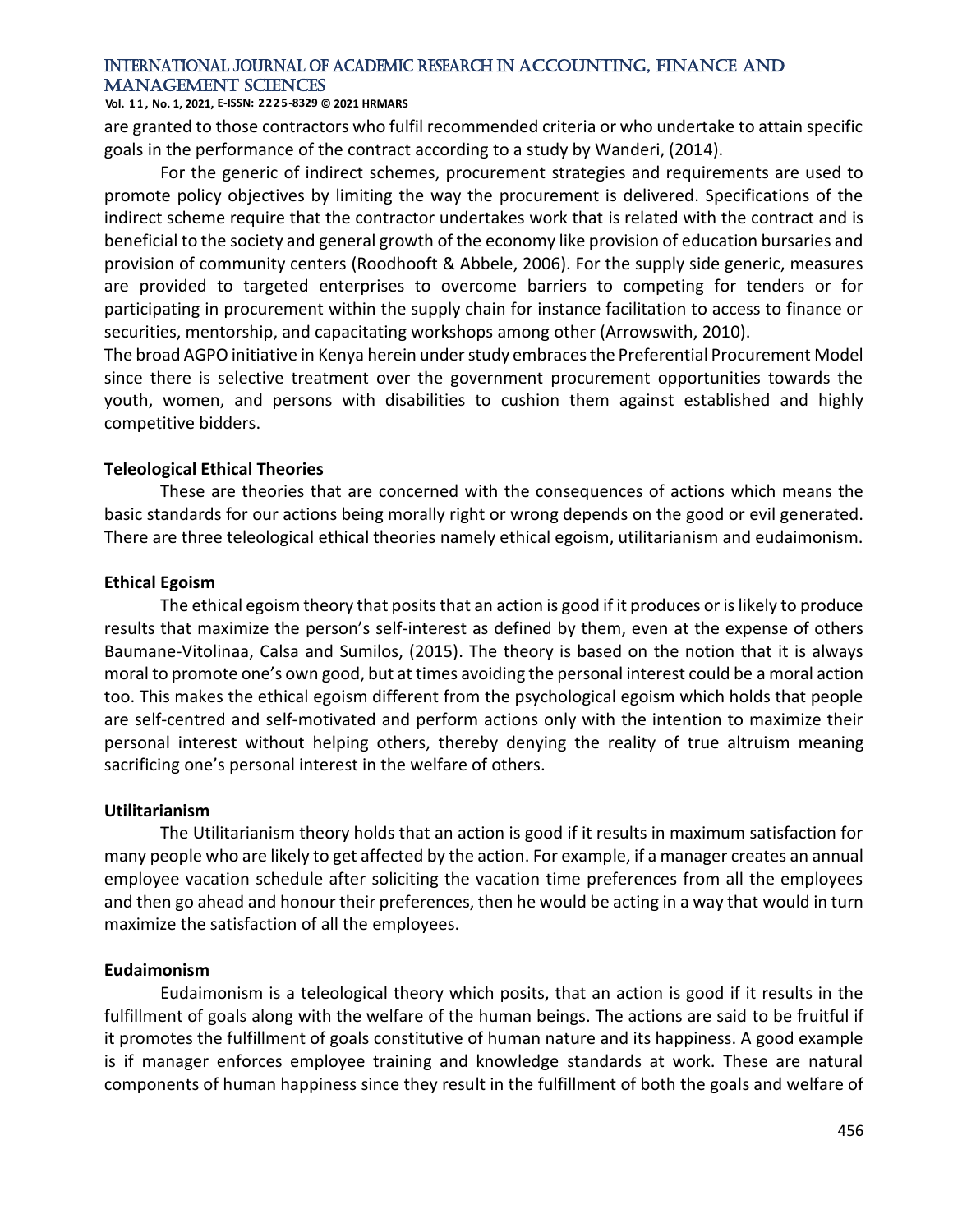are granted to those contractors who fulfil recommended criteria or who undertake to attain specific goals in the performance of the contract according to a study by Wanderi, (2014).

For the generic of indirect schemes, procurement strategies and requirements are used to promote policy objectives by limiting the way the procurement is delivered. Specifications of the indirect scheme require that the contractor undertakes work that is related with the contract and is beneficial to the society and general growth of the economy like provision of education bursaries and provision of community centers (Roodhooft & Abbele, 2006). For the supply side generic, measures are provided to targeted enterprises to overcome barriers to competing for tenders or for participating in procurement within the supply chain for instance facilitation to access to finance or securities, mentorship, and capacitating workshops among other (Arrowswith, 2010).

The broad AGPO initiative in Kenya herein under study embraces the Preferential Procurement Model since there is selective treatment over the government procurement opportunities towards the youth, women, and persons with disabilities to cushion them against established and highly competitive bidders.

**Teleological Ethical Theories**

These are theories that are concerned with the consequences of actions which means the basic standards for our actions being morally right or wrong depends on the good or evil generated. There are three teleological ethical theories namely ethical egoism, utilitarianism and eudaimonism.

**Ethical Egoism**

The ethical egoism theory that posits that an action is good if it produces or is likely to produce results that maximize the person's self-interest as defined by them, even at the expense of others Baumane-Vitolinaa, Calsa and Sumilos, (2015). The theory is based on the notion that it is always moral to promote one's own good, but at times avoiding the personal interest could be a moral action too. This makes the ethical egoism different from the psychological egoism which holds that people are self-centred and self-motivated and perform actions only with the intention to maximize their personal interest without helping others, thereby denying the reality of true altruism meaning sacrificing one's personal interest in the welfare of others.

**Utilitarianism**

The Utilitarianism theory holds that an action is good if it results in maximum satisfaction for many people who are likely to get affected by the action. For example, if a manager creates an annual employee vacation schedule after soliciting the vacation time preferences from all the employees and then go ahead and honour their preferences, then he would be acting in a way that would in turn maximize the satisfaction of all the employees.

**Eudaimonism**

Eudaimonism is a teleological theory which posits, that an action is good if it results in the fulfillment of goals along with the welfare of the human beings. The actions are said to be fruitful if it promotes the fulfillment of goals constitutive of human nature and its happiness. A good example is if manager enforces employee training and knowledge standards at work. These are natural components of human happiness since they result in the fulfillment of both the goals and welfare of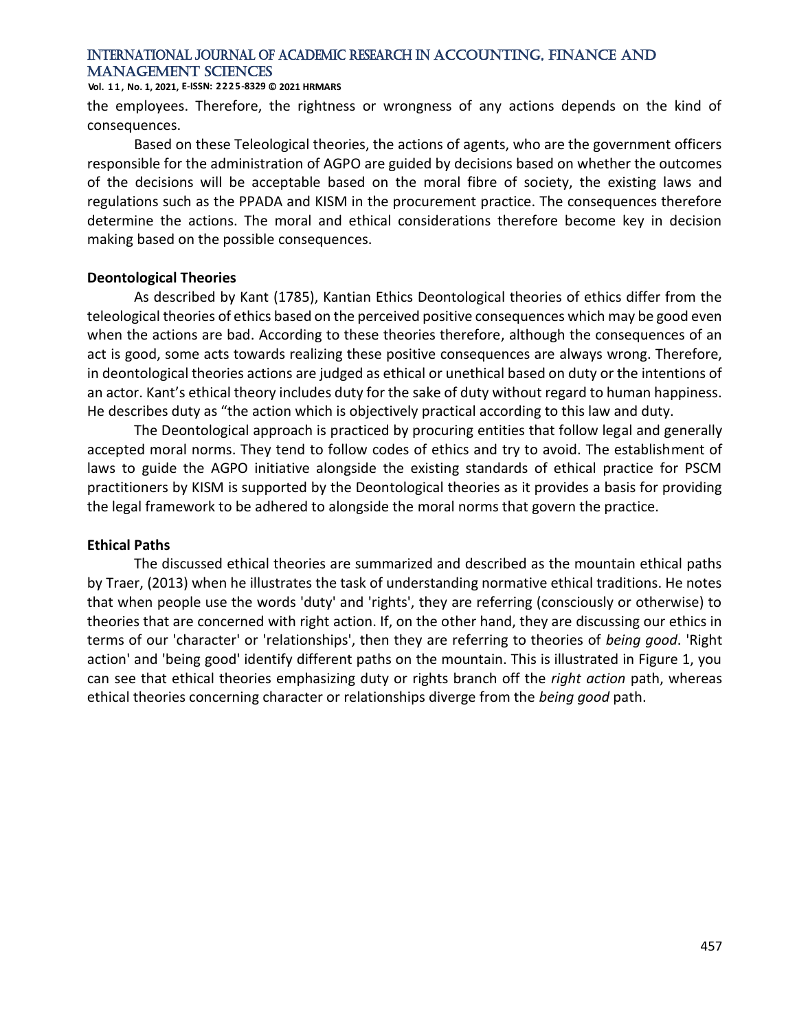the employees. Therefore, the rightness or wrongness of any actions depends on the kind of consequences.

Based on these Teleological theories, the actions of agents, who are the government officers responsible for the administration of AGPO are guided by decisions based on whether the outcomes of the decisions will be acceptable based on the moral fibre of society, the existing laws and regulations such as the PPADA and KISM in the procurement practice. The consequences therefore determine the actions. The moral and ethical considerations therefore become key in decision making based on the possible consequences.

### Deontological Theories

As described by Kant (1785), Kantian Ethics Deontological theories of ethics differ from the teleological theories of ethics based on the perceived positive consequences which may be good even when the actions are bad. According to these theories therefore, although the consequences of an act is good, some acts towards realizing these positive consequences are always wrong. Therefore, in deontological theories actions are judged as ethical or unethical based on duty or the intentions of an actor. Kant's ethical theory includes duty for the sake of duty without regard to human happiness. He describes duty as "the action which is objectively practical according to this law and duty.

The Deontological approach is practiced by procuring entities that follow legal and generally accepted moral norms. They tend to follow codes of ethics and try to avoid. The establishment of laws to guide the AGPO initiative alongside the existing standards of ethical practice for PSCM practitioners by KISM is supported by the Deontological theories as it provides a basis for providing the legal framework to be adhered to alongside the moral norms that govern the practice.

### Ethical Paths

The discussed ethical theories are summarized and described as the mountain ethical paths by Traer, (2013) when he illustrates the task of understanding normative ethical traditions. He notes that when people use the words 'duty' and 'rights', they are referring (consciously or otherwise) to theories that are concerned with right action. If, on the other hand, they are discussing our ethics in terms of our 'character' or 'relationships', then they are referring to theories of *being good*. 'Right action' and 'being good' identify different paths on the mountain. This is illustrated in Figure 1, you can see that ethical theories emphasizing duty or rights branch off the *right action* path, whereas ethical theories concerning character or relationships diverge from the *being good* path.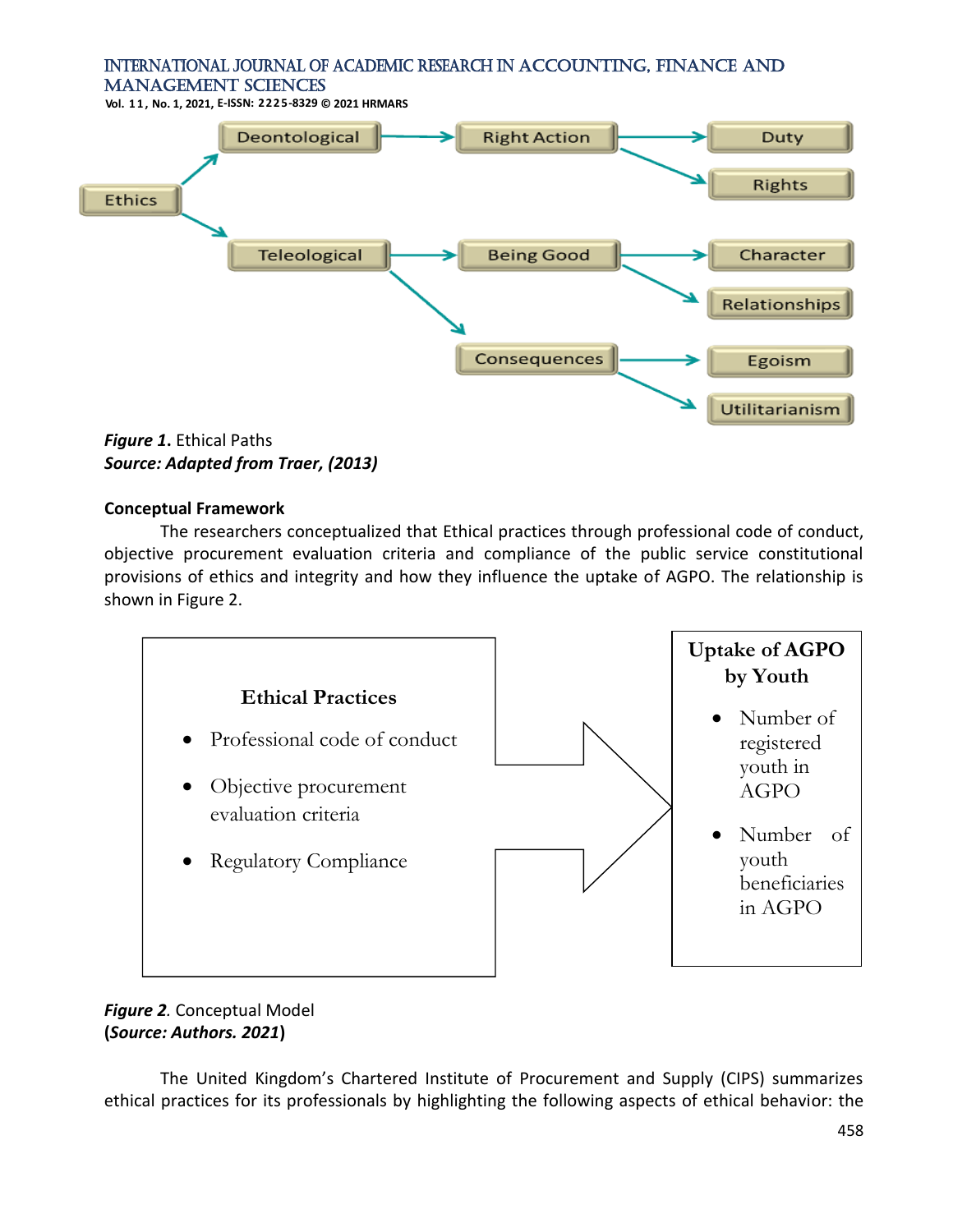*Figure 1*. Ethical Paths
***Source: Adapted from Traer, (2013)***

**Conceptual Framework**

The researchers conceptualized that Ethical practices through professional code of conduct, objective procurement evaluation criteria and compliance of the public service constitutional provisions of ethics and integrity and how they influence the uptake of AGPO. The relationship is shown in Figure 2.

*Figure 2*. Conceptual Model
(***Source: Authors. 2021***)

The United Kingdom's Chartered Institute of Procurement and Supply (CIPS) summarizes ethical practices for its professionals by highlighting the following aspects of ethical behavior: the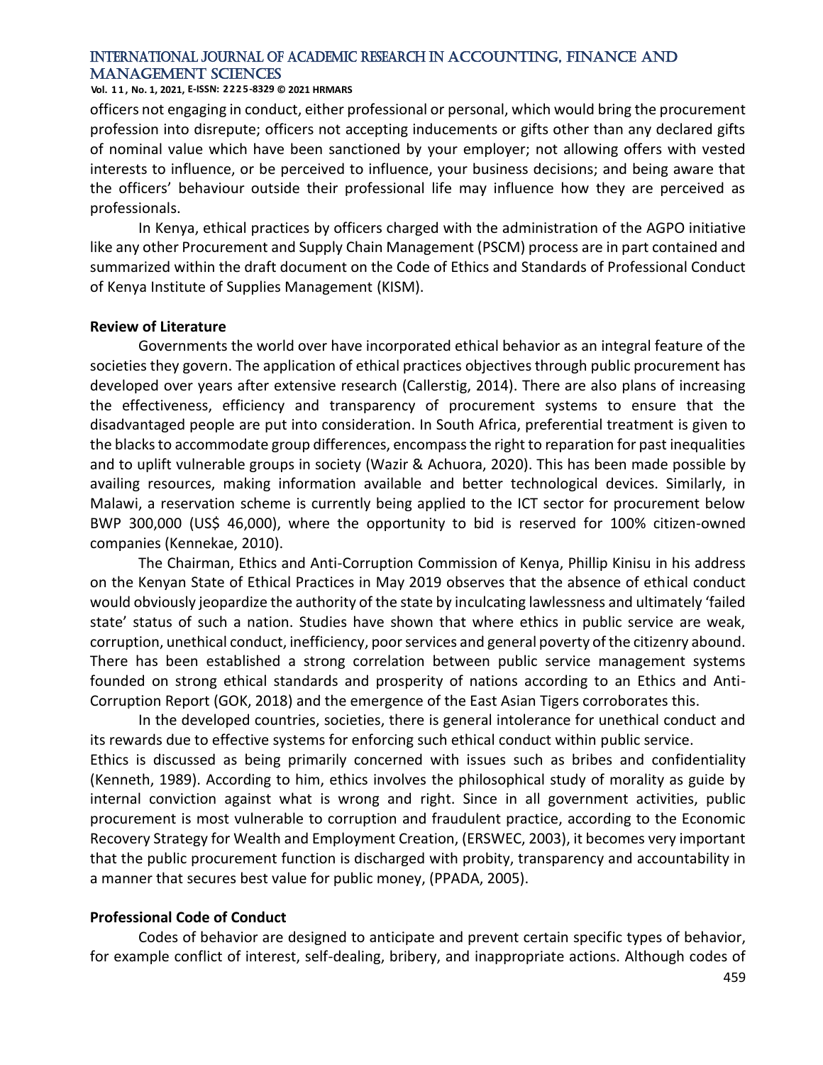officers not engaging in conduct, either professional or personal, which would bring the procurement profession into disrepute; officers not accepting inducements or gifts other than any declared gifts of nominal value which have been sanctioned by your employer; not allowing offers with vested interests to influence, or be perceived to influence, your business decisions; and being aware that the officers' behaviour outside their professional life may influence how they are perceived as professionals.

In Kenya, ethical practices by officers charged with the administration of the AGPO initiative like any other Procurement and Supply Chain Management (PSCM) process are in part contained and summarized within the draft document on the Code of Ethics and Standards of Professional Conduct of Kenya Institute of Supplies Management (KISM).

**Review of Literature**

Governments the world over have incorporated ethical behavior as an integral feature of the societies they govern. The application of ethical practices objectives through public procurement has developed over years after extensive research (Callerstig, 2014). There are also plans of increasing the effectiveness, efficiency and transparency of procurement systems to ensure that the disadvantaged people are put into consideration. In South Africa, preferential treatment is given to the blacks to accommodate group differences, encompass the right to reparation for past inequalities and to uplift vulnerable groups in society (Wazir & Achuora, 2020). This has been made possible by availing resources, making information available and better technological devices. Similarly, in Malawi, a reservation scheme is currently being applied to the ICT sector for procurement below BWP 300,000 (US$ 46,000), where the opportunity to bid is reserved for 100% citizen-owned companies (Kennekae, 2010).

The Chairman, Ethics and Anti-Corruption Commission of Kenya, Phillip Kinisu in his address on the Kenyan State of Ethical Practices in May 2019 observes that the absence of ethical conduct would obviously jeopardize the authority of the state by inculcating lawlessness and ultimately 'failed state' status of such a nation. Studies have shown that where ethics in public service are weak, corruption, unethical conduct, inefficiency, poor services and general poverty of the citizenry abound. There has been established a strong correlation between public service management systems founded on strong ethical standards and prosperity of nations according to an Ethics and Anti-Corruption Report (GOK, 2018) and the emergence of the East Asian Tigers corroborates this.

In the developed countries, societies, there is general intolerance for unethical conduct and its rewards due to effective systems for enforcing such ethical conduct within public service.

Ethics is discussed as being primarily concerned with issues such as bribes and confidentiality (Kenneth, 1989). According to him, ethics involves the philosophical study of morality as guide by internal conviction against what is wrong and right. Since in all government activities, public procurement is most vulnerable to corruption and fraudulent practice, according to the Economic Recovery Strategy for Wealth and Employment Creation, (ERSWEC, 2003), it becomes very important that the public procurement function is discharged with probity, transparency and accountability in a manner that secures best value for public money, (PPADA, 2005).

**Professional Code of Conduct**

Codes of behavior are designed to anticipate and prevent certain specific types of behavior, for example conflict of interest, self-dealing, bribery, and inappropriate actions. Although codes of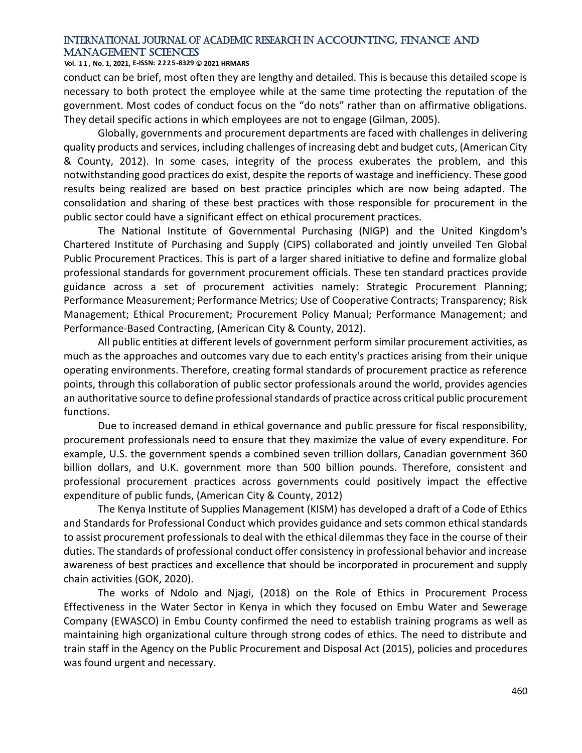conduct can be brief, most often they are lengthy and detailed. This is because this detailed scope is necessary to both protect the employee while at the same time protecting the reputation of the government. Most codes of conduct focus on the "do nots" rather than on affirmative obligations. They detail specific actions in which employees are not to engage (Gilman, 2005).

Globally, governments and procurement departments are faced with challenges in delivering quality products and services, including challenges of increasing debt and budget cuts, (American City & County, 2012). In some cases, integrity of the process exuberates the problem, and this notwithstanding good practices do exist, despite the reports of wastage and inefficiency. These good results being realized are based on best practice principles which are now being adapted. The consolidation and sharing of these best practices with those responsible for procurement in the public sector could have a significant effect on ethical procurement practices.

The National Institute of Governmental Purchasing (NIGP) and the United Kingdom's Chartered Institute of Purchasing and Supply (CIPS) collaborated and jointly unveiled Ten Global Public Procurement Practices. This is part of a larger shared initiative to define and formalize global professional standards for government procurement officials. These ten standard practices provide guidance across a set of procurement activities namely: Strategic Procurement Planning; Performance Measurement; Performance Metrics; Use of Cooperative Contracts; Transparency; Risk Management; Ethical Procurement; Procurement Policy Manual; Performance Management; and Performance-Based Contracting, (American City & County, 2012).

All public entities at different levels of government perform similar procurement activities, as much as the approaches and outcomes vary due to each entity's practices arising from their unique operating environments. Therefore, creating formal standards of procurement practice as reference points, through this collaboration of public sector professionals around the world, provides agencies an authoritative source to define professional standards of practice across critical public procurement functions.

Due to increased demand in ethical governance and public pressure for fiscal responsibility, procurement professionals need to ensure that they maximize the value of every expenditure. For example, U.S. the government spends a combined seven trillion dollars, Canadian government 360 billion dollars, and U.K. government more than 500 billion pounds. Therefore, consistent and professional procurement practices across governments could positively impact the effective expenditure of public funds, (American City & County, 2012)

The Kenya Institute of Supplies Management (KISM) has developed a draft of a Code of Ethics and Standards for Professional Conduct which provides guidance and sets common ethical standards to assist procurement professionals to deal with the ethical dilemmas they face in the course of their duties. The standards of professional conduct offer consistency in professional behavior and increase awareness of best practices and excellence that should be incorporated in procurement and supply chain activities (GOK, 2020).

The works of Ndolo and Njagi, (2018) on the Role of Ethics in Procurement Process Effectiveness in the Water Sector in Kenya in which they focused on Embu Water and Sewerage Company (EWASCO) in Embu County confirmed the need to establish training programs as well as maintaining high organizational culture through strong codes of ethics. The need to distribute and train staff in the Agency on the Public Procurement and Disposal Act (2015), policies and procedures was found urgent and necessary.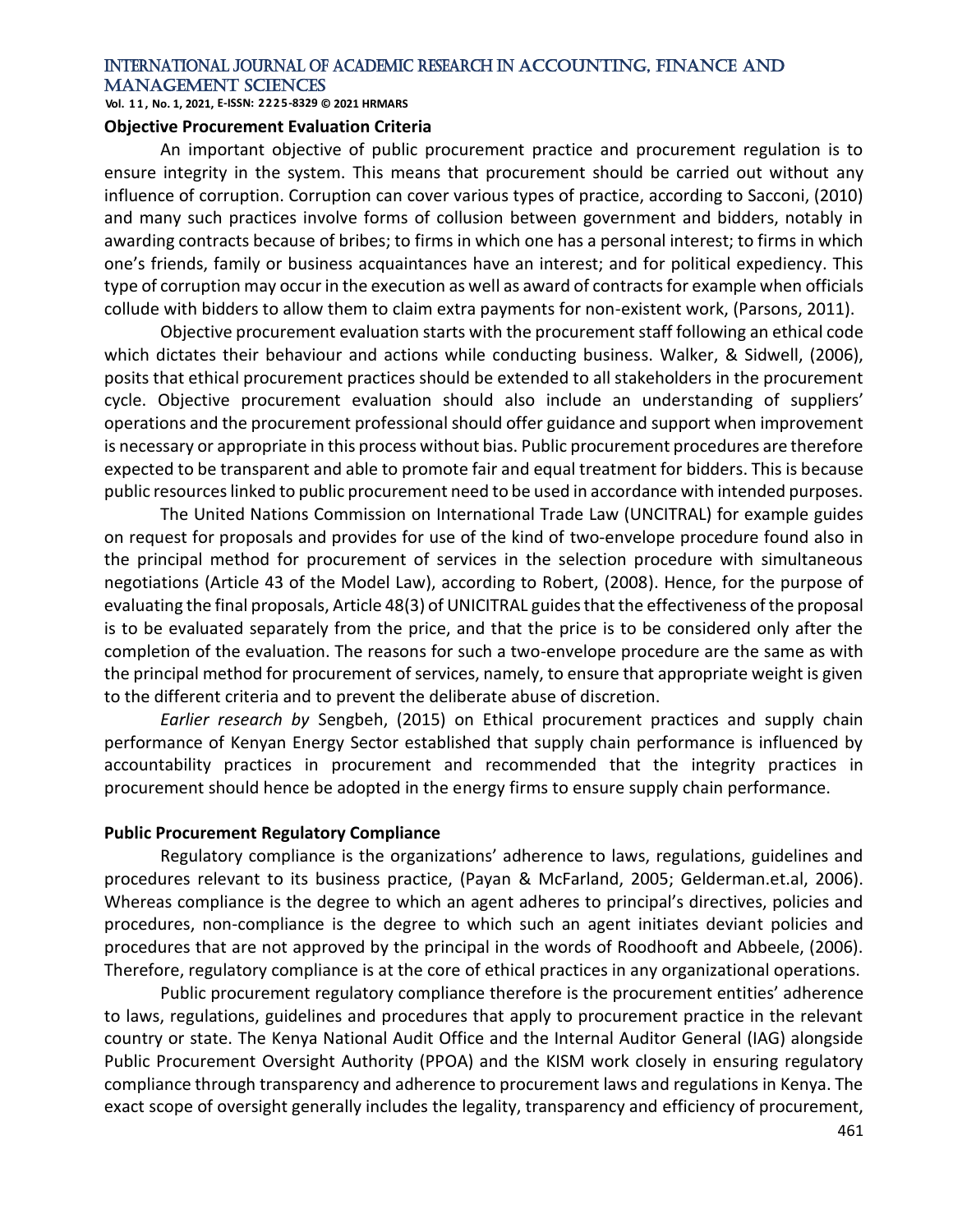**Objective Procurement Evaluation Criteria**

An important objective of public procurement practice and procurement regulation is to ensure integrity in the system. This means that procurement should be carried out without any influence of corruption. Corruption can cover various types of practice, according to Sacconi, (2010) and many such practices involve forms of collusion between government and bidders, notably in awarding contracts because of bribes; to firms in which one has a personal interest; to firms in which one's friends, family or business acquaintances have an interest; and for political expediency. This type of corruption may occur in the execution as well as award of contracts for example when officials collude with bidders to allow them to claim extra payments for non-existent work, (Parsons, 2011).

Objective procurement evaluation starts with the procurement staff following an ethical code which dictates their behaviour and actions while conducting business. Walker, & Sidwell, (2006), posits that ethical procurement practices should be extended to all stakeholders in the procurement cycle. Objective procurement evaluation should also include an understanding of suppliers' operations and the procurement professional should offer guidance and support when improvement is necessary or appropriate in this process without bias. Public procurement procedures are therefore expected to be transparent and able to promote fair and equal treatment for bidders. This is because public resources linked to public procurement need to be used in accordance with intended purposes.

The United Nations Commission on International Trade Law (UNCITRAL) for example guides on request for proposals and provides for use of the kind of two-envelope procedure found also in the principal method for procurement of services in the selection procedure with simultaneous negotiations (Article 43 of the Model Law), according to Robert, (2008). Hence, for the purpose of evaluating the final proposals, Article 48(3) of UNICITRAL guides that the effectiveness of the proposal is to be evaluated separately from the price, and that the price is to be considered only after the completion of the evaluation. The reasons for such a two-envelope procedure are the same as with the principal method for procurement of services, namely, to ensure that appropriate weight is given to the different criteria and to prevent the deliberate abuse of discretion.

*Earlier research by* Sengbeh, (2015) on Ethical procurement practices and supply chain performance of Kenyan Energy Sector established that supply chain performance is influenced by accountability practices in procurement and recommended that the integrity practices in procurement should hence be adopted in the energy firms to ensure supply chain performance.

**Public Procurement Regulatory Compliance**

Regulatory compliance is the organizations' adherence to laws, regulations, guidelines and procedures relevant to its business practice, (Payan & McFarland, 2005; Gelderman.et.al, 2006). Whereas compliance is the degree to which an agent adheres to principal's directives, policies and procedures, non-compliance is the degree to which such an agent initiates deviant policies and procedures that are not approved by the principal in the words of Roodhooft and Abbeele, (2006). Therefore, regulatory compliance is at the core of ethical practices in any organizational operations.

Public procurement regulatory compliance therefore is the procurement entities' adherence to laws, regulations, guidelines and procedures that apply to procurement practice in the relevant country or state. The Kenya National Audit Office and the Internal Auditor General (IAG) alongside Public Procurement Oversight Authority (PPOA) and the KISM work closely in ensuring regulatory compliance through transparency and adherence to procurement laws and regulations in Kenya. The exact scope of oversight generally includes the legality, transparency and efficiency of procurement,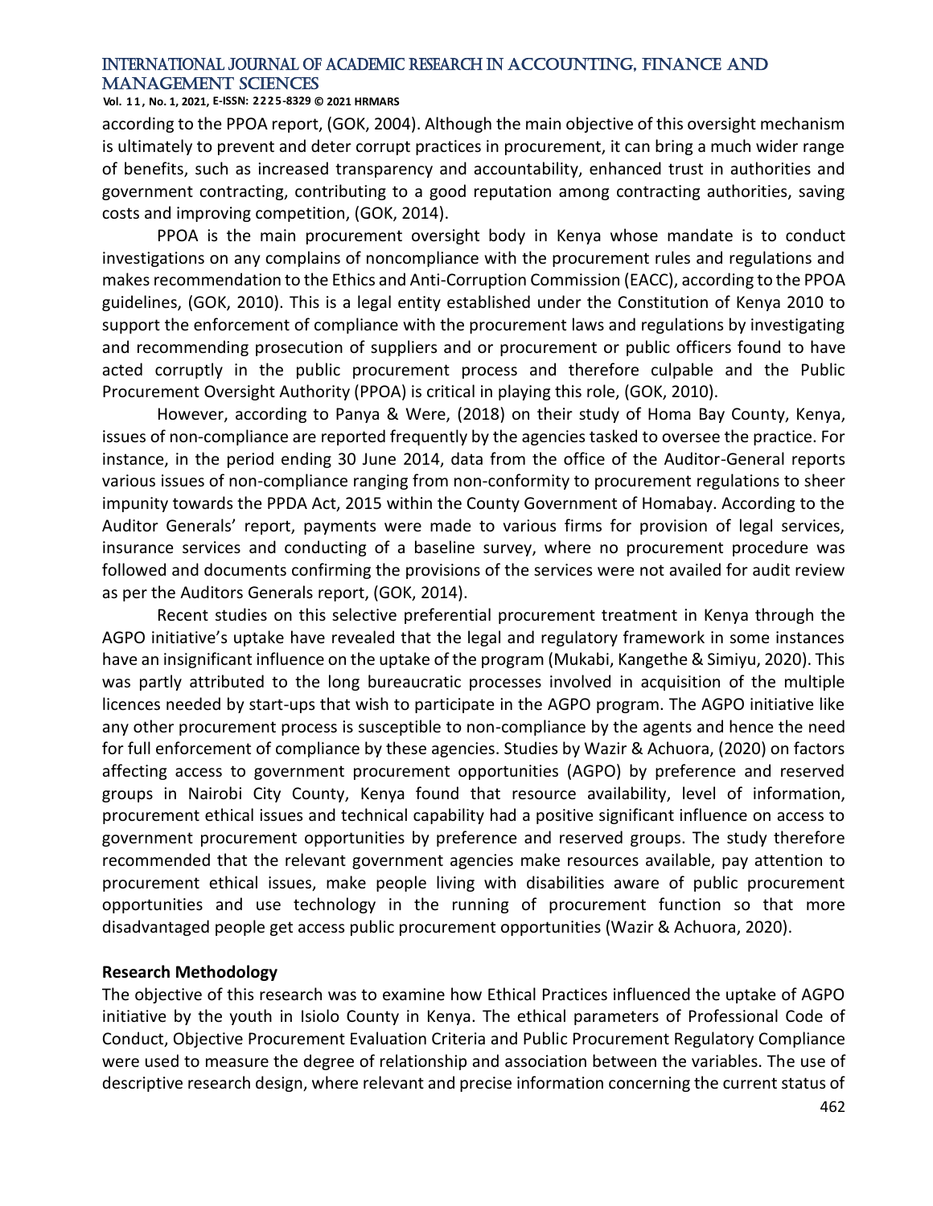according to the PPOA report, (GOK, 2004). Although the main objective of this oversight mechanism is ultimately to prevent and deter corrupt practices in procurement, it can bring a much wider range of benefits, such as increased transparency and accountability, enhanced trust in authorities and government contracting, contributing to a good reputation among contracting authorities, saving costs and improving competition, (GOK, 2014).

PPOA is the main procurement oversight body in Kenya whose mandate is to conduct investigations on any complains of noncompliance with the procurement rules and regulations and makes recommendation to the Ethics and Anti-Corruption Commission (EACC), according to the PPOA guidelines, (GOK, 2010). This is a legal entity established under the Constitution of Kenya 2010 to support the enforcement of compliance with the procurement laws and regulations by investigating and recommending prosecution of suppliers and or procurement or public officers found to have acted corruptly in the public procurement process and therefore culpable and the Public Procurement Oversight Authority (PPOA) is critical in playing this role, (GOK, 2010).

However, according to Panya & Were, (2018) on their study of Homa Bay County, Kenya, issues of non-compliance are reported frequently by the agencies tasked to oversee the practice. For instance, in the period ending 30 June 2014, data from the office of the Auditor-General reports various issues of non-compliance ranging from non-conformity to procurement regulations to sheer impunity towards the PPDA Act, 2015 within the County Government of Homabay. According to the Auditor Generals' report, payments were made to various firms for provision of legal services, insurance services and conducting of a baseline survey, where no procurement procedure was followed and documents confirming the provisions of the services were not availed for audit review as per the Auditors Generals report, (GOK, 2014).

Recent studies on this selective preferential procurement treatment in Kenya through the AGPO initiative's uptake have revealed that the legal and regulatory framework in some instances have an insignificant influence on the uptake of the program (Mukabi, Kangethe & Simiyu, 2020). This was partly attributed to the long bureaucratic processes involved in acquisition of the multiple licences needed by start-ups that wish to participate in the AGPO program. The AGPO initiative like any other procurement process is susceptible to non-compliance by the agents and hence the need for full enforcement of compliance by these agencies. Studies by Wazir & Achuora, (2020) on factors affecting access to government procurement opportunities (AGPO) by preference and reserved groups in Nairobi City County, Kenya found that resource availability, level of information, procurement ethical issues and technical capability had a positive significant influence on access to government procurement opportunities by preference and reserved groups. The study therefore recommended that the relevant government agencies make resources available, pay attention to procurement ethical issues, make people living with disabilities aware of public procurement opportunities and use technology in the running of procurement function so that more disadvantaged people get access public procurement opportunities (Wazir & Achuora, 2020).

**Research Methodology**

The objective of this research was to examine how Ethical Practices influenced the uptake of AGPO initiative by the youth in Isiolo County in Kenya. The ethical parameters of Professional Code of Conduct, Objective Procurement Evaluation Criteria and Public Procurement Regulatory Compliance were used to measure the degree of relationship and association between the variables. The use of descriptive research design, where relevant and precise information concerning the current status of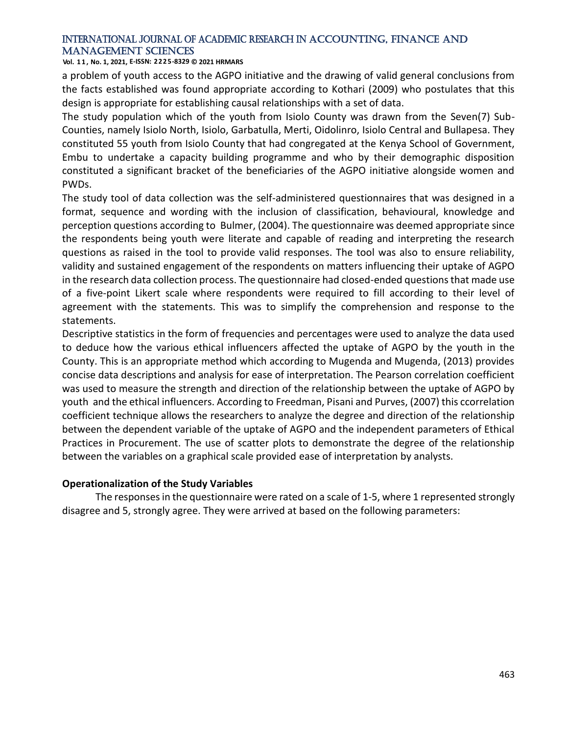a problem of youth access to the AGPO initiative and the drawing of valid general conclusions from the facts established was found appropriate according to Kothari (2009) who postulates that this design is appropriate for establishing causal relationships with a set of data.

The study population which of the youth from Isiolo County was drawn from the Seven(7) Sub-Counties, namely Isiolo North, Isiolo, Garbatulla, Merti, Oidolinro, Isiolo Central and Bullapesa. They constituted 55 youth from Isiolo County that had congregated at the Kenya School of Government, Embu to undertake a capacity building programme and who by their demographic disposition constituted a significant bracket of the beneficiaries of the AGPO initiative alongside women and PWDs.

The study tool of data collection was the self-administered questionnaires that was designed in a format, sequence and wording with the inclusion of classification, behavioural, knowledge and perception questions according to Bulmer, (2004). The questionnaire was deemed appropriate since the respondents being youth were literate and capable of reading and interpreting the research questions as raised in the tool to provide valid responses. The tool was also to ensure reliability, validity and sustained engagement of the respondents on matters influencing their uptake of AGPO in the research data collection process. The questionnaire had closed-ended questions that made use of a five-point Likert scale where respondents were required to fill according to their level of agreement with the statements. This was to simplify the comprehension and response to the statements.

Descriptive statistics in the form of frequencies and percentages were used to analyze the data used to deduce how the various ethical influencers affected the uptake of AGPO by the youth in the County. This is an appropriate method which according to Mugenda and Mugenda, (2013) provides concise data descriptions and analysis for ease of interpretation. The Pearson correlation coefficient was used to measure the strength and direction of the relationship between the uptake of AGPO by youth and the ethical influencers. According to Freedman, Pisani and Purves, (2007) this ccorrelation coefficient technique allows the researchers to analyze the degree and direction of the relationship between the dependent variable of the uptake of AGPO and the independent parameters of Ethical Practices in Procurement. The use of scatter plots to demonstrate the degree of the relationship between the variables on a graphical scale provided ease of interpretation by analysts.

**Operationalization of the Study Variables**

The responses in the questionnaire were rated on a scale of 1-5, where 1 represented strongly disagree and 5, strongly agree. They were arrived at based on the following parameters: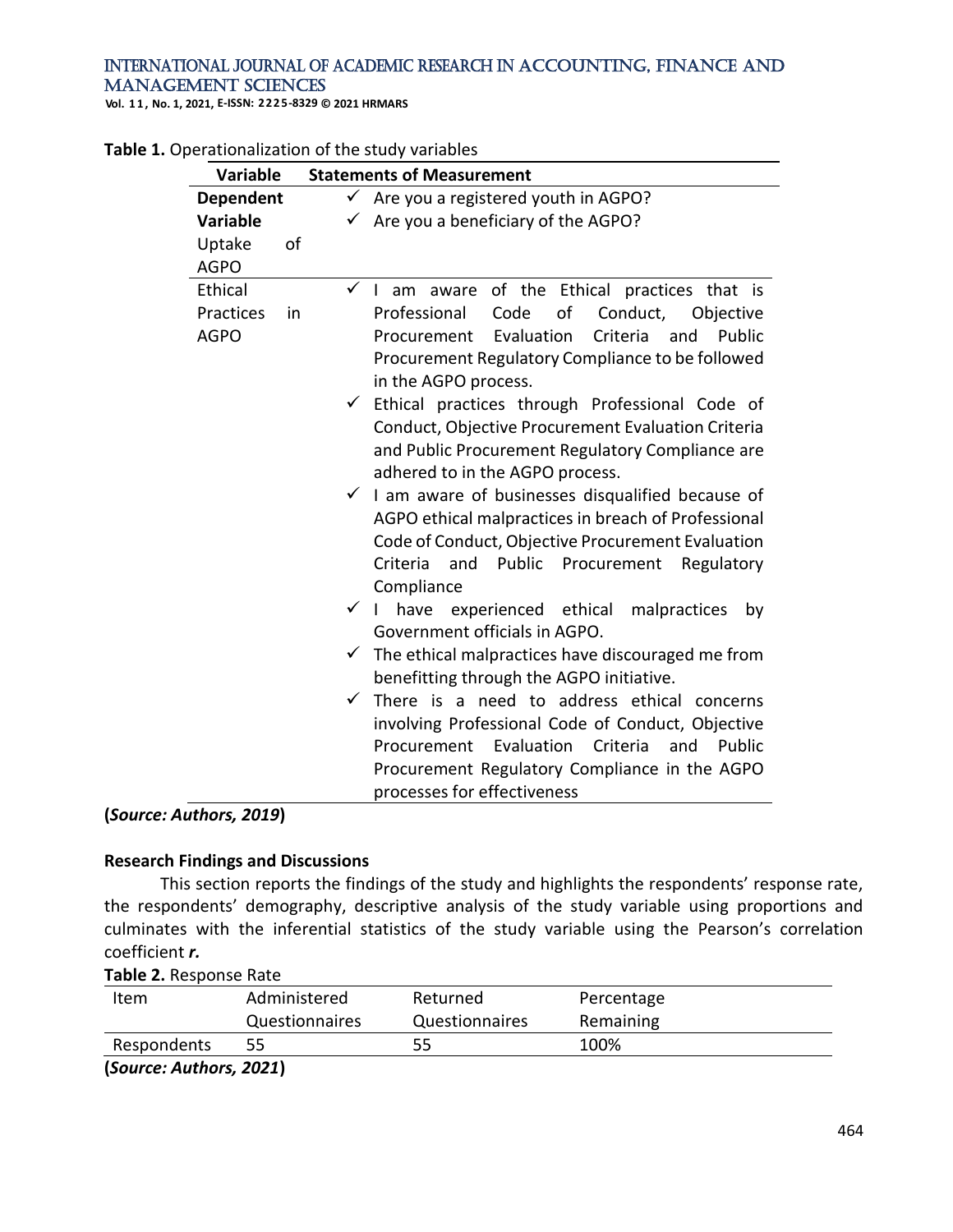**Table 1.** Operationalization of the study variables

| Variable | Statements of Measurement |
|---|---|
| **Dependent Variable** Uptake of AGPO | ✓ Are you a registered youth in AGPO?<br>✓ Are you a beneficiary of the AGPO? |
| Ethical Practices in AGPO | ✓ I am aware of the Ethical practices that is Professional Code of Conduct, Objective Procurement Evaluation Criteria and Public Procurement Regulatory Compliance to be followed in the AGPO process.<br>✓ Ethical practices through Professional Code of Conduct, Objective Procurement Evaluation Criteria and Public Procurement Regulatory Compliance are adhered to in the AGPO process.<br>✓ I am aware of businesses disqualified because of AGPO ethical malpractices in breach of Professional Code of Conduct, Objective Procurement Evaluation Criteria and Public Procurement Regulatory Compliance<br>✓ I have experienced ethical malpractices by Government officials in AGPO.<br>✓ The ethical malpractices have discouraged me from benefitting through the AGPO initiative.<br>✓ There is a need to address ethical concerns involving Professional Code of Conduct, Objective Procurement Evaluation Criteria and Public Procurement Regulatory Compliance in the AGPO processes for effectiveness |

**(*Source: Authors, 2019*)**

**Research Findings and Discussions**

This section reports the findings of the study and highlights the respondents' response rate, the respondents' demography, descriptive analysis of the study variable using proportions and culminates with the inferential statistics of the study variable using the Pearson's correlation coefficient ***r.***

**Table 2.** Response Rate

| Item | Administered Questionnaires | Returned Questionnaires | Percentage Remaining |
|---|---|---|---|
| Respondents | 55 | 55 | 100% |

**(*Source: Authors, 2021*)**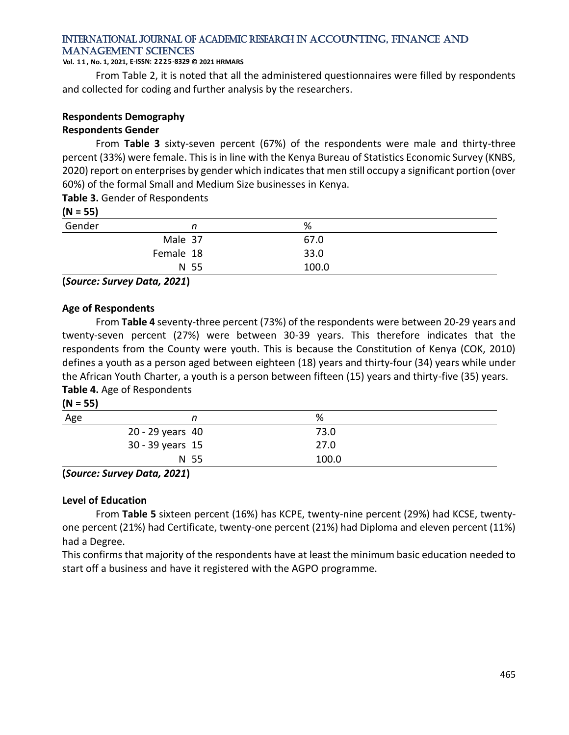From Table 2, it is noted that all the administered questionnaires were filled by respondents and collected for coding and further analysis by the researchers.

**Respondents Demography**

**Respondents Gender**

From **Table 3** sixty-seven percent (67%) of the respondents were male and thirty-three percent (33%) were female. This is in line with the Kenya Bureau of Statistics Economic Survey (KNBS, 2020) report on enterprises by gender which indicates that men still occupy a significant portion (over 60%) of the formal Small and Medium Size businesses in Kenya.

**Table 3.** Gender of Respondents

**(N = 55)**

| Gender | *n* | % |
|---|---|---|
| Male | 37 | 67.0 |
| Female | 18 | 33.0 |
| N | 55 | 100.0 |

**(*Source: Survey Data, 2021*)**

**Age of Respondents**

From **Table 4** seventy-three percent (73%) of the respondents were between 20-29 years and twenty-seven percent (27%) were between 30-39 years. This therefore indicates that the respondents from the County were youth. This is because the Constitution of Kenya (COK, 2010) defines a youth as a person aged between eighteen (18) years and thirty-four (34) years while under the African Youth Charter, a youth is a person between fifteen (15) years and thirty-five (35) years.

**Table 4.** Age of Respondents

**(N = 55)**

| Age | *n* | % |
|---|---|---|
| 20 - 29 years | 40 | 73.0 |
| 30 - 39 years | 15 | 27.0 |
| N | 55 | 100.0 |

**(*Source: Survey Data, 2021*)**

**Level of Education**

From **Table 5** sixteen percent (16%) has KCPE, twenty-nine percent (29%) had KCSE, twenty-one percent (21%) had Certificate, twenty-one percent (21%) had Diploma and eleven percent (11%) had a Degree.

This confirms that majority of the respondents have at least the minimum basic education needed to start off a business and have it registered with the AGPO programme.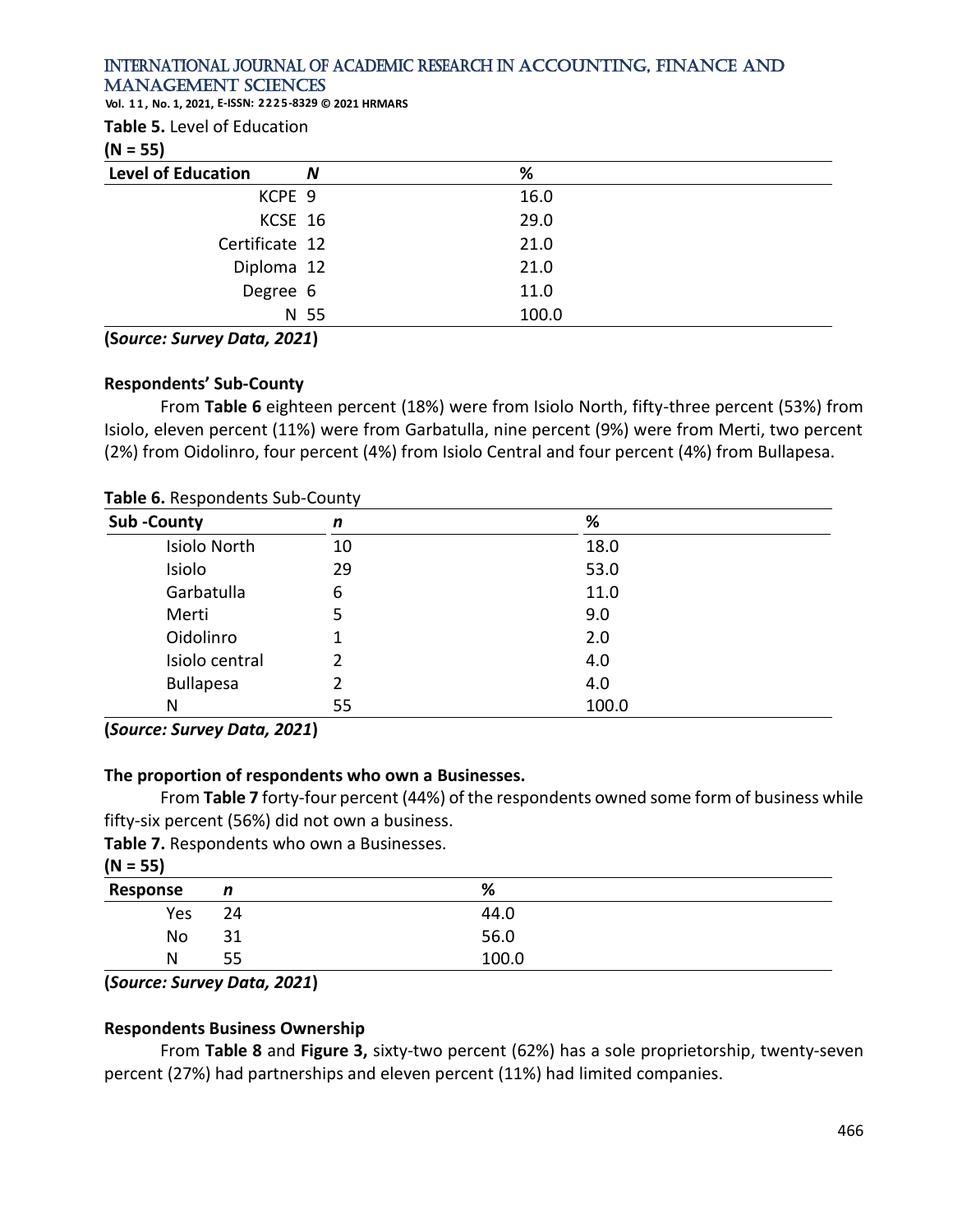**Table 5.** Level of Education

**(N = 55)**

| Level of Education | N | % |
|---|---|---|
| KCPE | 9 | 16.0 |
| KCSE | 16 | 29.0 |
| Certificate | 12 | 21.0 |
| Diploma | 12 | 21.0 |
| Degree | 6 | 11.0 |
| N | 55 | 100.0 |

**(*Source: Survey Data, 2021*)**

**Respondents' Sub-County**

From **Table 6** eighteen percent (18%) were from Isiolo North, fifty-three percent (53%) from Isiolo, eleven percent (11%) were from Garbatulla, nine percent (9%) were from Merti, two percent (2%) from Oidolinro, four percent (4%) from Isiolo Central and four percent (4%) from Bullapesa.

**Table 6.** Respondents Sub-County

| Sub -County | n | % |
|---|---|---|
| Isiolo North | 10 | 18.0 |
| Isiolo | 29 | 53.0 |
| Garbatulla | 6 | 11.0 |
| Merti | 5 | 9.0 |
| Oidolinro | 1 | 2.0 |
| Isiolo central | 2 | 4.0 |
| Bullapesa | 2 | 4.0 |
| N | 55 | 100.0 |

**(*Source: Survey Data, 2021*)**

**The proportion of respondents who own a Businesses.**

From **Table 7** forty-four percent (44%) of the respondents owned some form of business while fifty-six percent (56%) did not own a business.

**Table 7.** Respondents who own a Businesses.

**(N = 55)**

| Response | n | % |
|---|---|---|
| Yes | 24 | 44.0 |
| No | 31 | 56.0 |
| N | 55 | 100.0 |

**(*Source: Survey Data, 2021*)**

**Respondents Business Ownership**

From **Table 8** and **Figure 3,** sixty-two percent (62%) has a sole proprietorship, twenty-seven percent (27%) had partnerships and eleven percent (11%) had limited companies.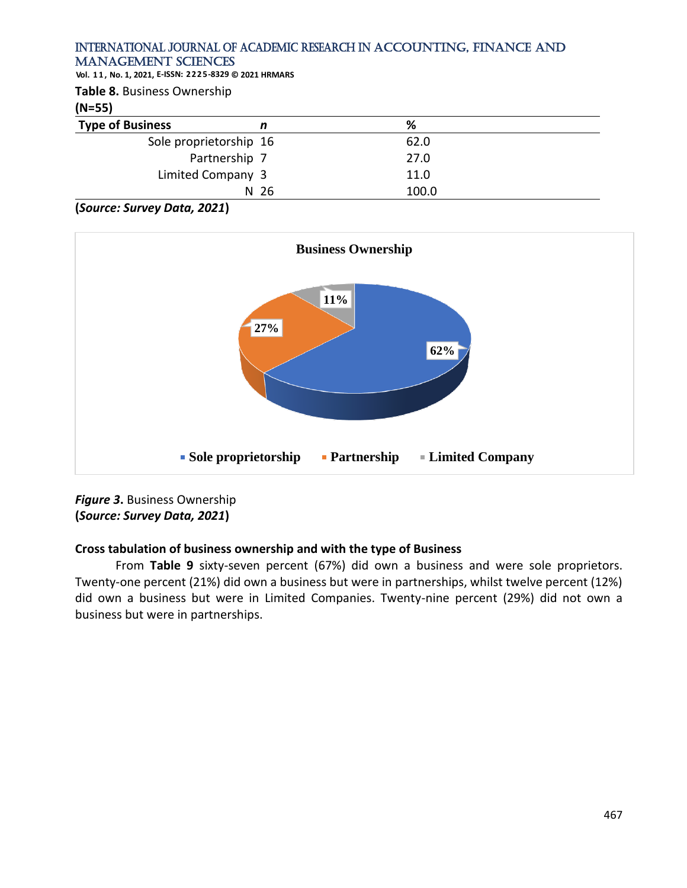**Table 8.** Business Ownership
**(N=55)**

| Type of Business | n | % |
|---|---|---|
| Sole proprietorship | 16 | 62.0 |
| Partnership | 7 | 27.0 |
| Limited Company | 3 | 11.0 |
| N | 26 | 100.0 |

**(*Source: Survey Data, 2021*)**

***Figure 3*.** Business Ownership
**(*Source: Survey Data, 2021*)**

**Cross tabulation of business ownership and with the type of Business**

From **Table 9** sixty-seven percent (67%) did own a business and were sole proprietors. Twenty-one percent (21%) did own a business but were in partnerships, whilst twelve percent (12%) did own a business but were in Limited Companies. Twenty-nine percent (29%) did not own a business but were in partnerships.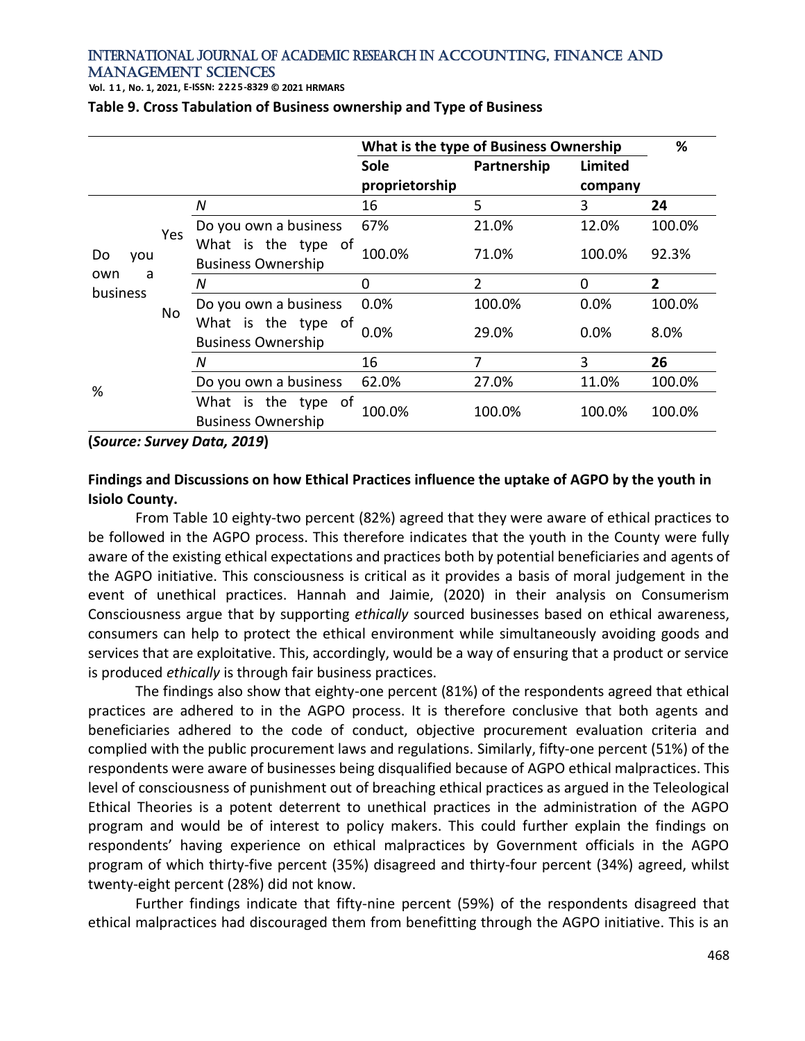**Table 9. Cross Tabulation of Business ownership and Type of Business**

| | | | What is the type of Business Ownership | | | % |
|---|---|---|---|---|---|---|
| | | | Sole proprietorship | Partnership | Limited company | |
| Do you own a business | Yes | N | 16 | 5 | 3 | **24** |
| | | Do you own a business | 67% | 21.0% | 12.0% | 100.0% |
| | | What is the type of Business Ownership | 100.0% | 71.0% | 100.0% | 92.3% |
| | No | N | 0 | 2 | 0 | **2** |
| | | Do you own a business | 0.0% | 100.0% | 0.0% | 100.0% |
| | | What is the type of Business Ownership | 0.0% | 29.0% | 0.0% | 8.0% |
| % | | N | 16 | 7 | 3 | **26** |
| | | Do you own a business | 62.0% | 27.0% | 11.0% | 100.0% |
| | | What is the type of Business Ownership | 100.0% | 100.0% | 100.0% | 100.0% |

**(*Source: Survey Data, 2019*)**

**Findings and Discussions on how Ethical Practices influence the uptake of AGPO by the youth in Isiolo County.**

From Table 10 eighty-two percent (82%) agreed that they were aware of ethical practices to be followed in the AGPO process. This therefore indicates that the youth in the County were fully aware of the existing ethical expectations and practices both by potential beneficiaries and agents of the AGPO initiative. This consciousness is critical as it provides a basis of moral judgement in the event of unethical practices. Hannah and Jaimie, (2020) in their analysis on Consumerism Consciousness argue that by supporting *ethically* sourced businesses based on ethical awareness, consumers can help to protect the ethical environment while simultaneously avoiding goods and services that are exploitative. This, accordingly, would be a way of ensuring that a product or service is produced *ethically* is through fair business practices.

The findings also show that eighty-one percent (81%) of the respondents agreed that ethical practices are adhered to in the AGPO process. It is therefore conclusive that both agents and beneficiaries adhered to the code of conduct, objective procurement evaluation criteria and complied with the public procurement laws and regulations. Similarly, fifty-one percent (51%) of the respondents were aware of businesses being disqualified because of AGPO ethical malpractices. This level of consciousness of punishment out of breaching ethical practices as argued in the Teleological Ethical Theories is a potent deterrent to unethical practices in the administration of the AGPO program and would be of interest to policy makers. This could further explain the findings on respondents' having experience on ethical malpractices by Government officials in the AGPO program of which thirty-five percent (35%) disagreed and thirty-four percent (34%) agreed, whilst twenty-eight percent (28%) did not know.

Further findings indicate that fifty-nine percent (59%) of the respondents disagreed that ethical malpractices had discouraged them from benefitting through the AGPO initiative. This is an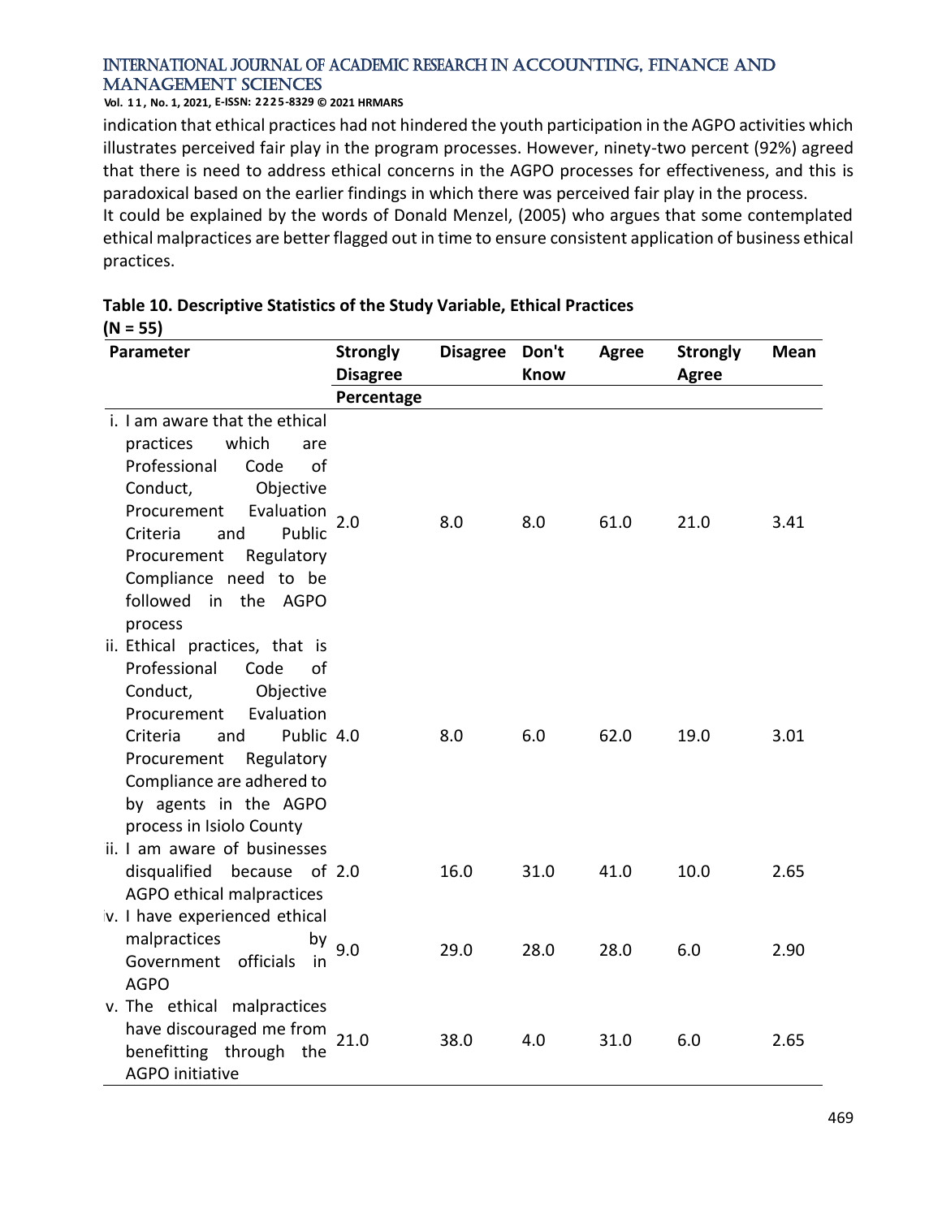indication that ethical practices had not hindered the youth participation in the AGPO activities which illustrates perceived fair play in the program processes. However, ninety-two percent (92%) agreed that there is need to address ethical concerns in the AGPO processes for effectiveness, and this is paradoxical based on the earlier findings in which there was perceived fair play in the process. It could be explained by the words of Donald Menzel, (2005) who argues that some contemplated ethical malpractices are better flagged out in time to ensure consistent application of business ethical practices.

**Table 10. Descriptive Statistics of the Study Variable, Ethical Practices (N = 55)**

| Parameter | Strongly Disagree | Disagree | Don't Know | Agree | Strongly Agree | Mean |
|---|---|---|---|---|---|---|
| | Percentage | | | | | |
| i. I am aware that the ethical practices which are Professional Code of Conduct, Objective Procurement Evaluation Criteria and Public Procurement Regulatory Compliance need to be followed in the AGPO process | 2.0 | 8.0 | 8.0 | 61.0 | 21.0 | 3.41 |
| ii. Ethical practices, that is Professional Code of Conduct, Objective Procurement Evaluation Criteria and Public Procurement Regulatory Compliance are adhered to by agents in the AGPO process in Isiolo County | 4.0 | 8.0 | 6.0 | 62.0 | 19.0 | 3.01 |
| ii. I am aware of businesses disqualified because of AGPO ethical malpractices | 2.0 | 16.0 | 31.0 | 41.0 | 10.0 | 2.65 |
| iv. I have experienced ethical malpractices by Government officials in AGPO | 9.0 | 29.0 | 28.0 | 28.0 | 6.0 | 2.90 |
| v. The ethical malpractices have discouraged me from benefitting through the AGPO initiative | 21.0 | 38.0 | 4.0 | 31.0 | 6.0 | 2.65 |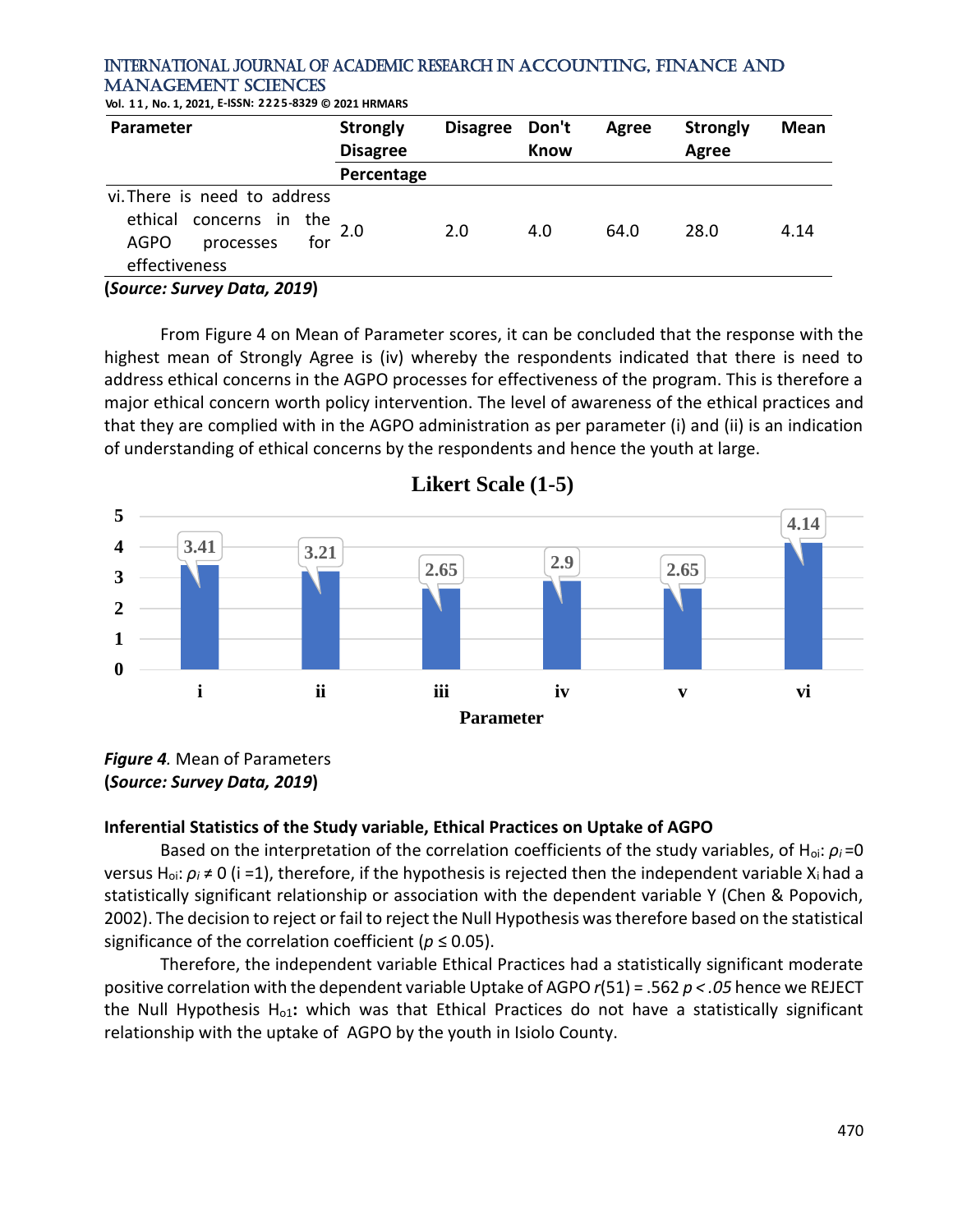| Parameter | Strongly Disagree | Disagree | Don't Know | Agree | Strongly Agree | Mean |
|---|---|---|---|---|---|---|
| | Percentage | | | | | |
| vi. There is need to address ethical concerns in the AGPO processes for effectiveness | 2.0 | 2.0 | 4.0 | 64.0 | 28.0 | 4.14 |

(***Source: Survey Data, 2019***)

From Figure 4 on Mean of Parameter scores, it can be concluded that the response with the highest mean of Strongly Agree is (iv) whereby the respondents indicated that there is need to address ethical concerns in the AGPO processes for effectiveness of the program. This is therefore a major ethical concern worth policy intervention. The level of awareness of the ethical practices and that they are complied with in the AGPO administration as per parameter (i) and (ii) is an indication of understanding of ethical concerns by the respondents and hence the youth at large.

**Likert Scale (1-5)**

| Parameter | i | ii | iii | iv | v | vi |
|---|---|---|---|---|---|---|
| Mean | 3.41 | 3.21 | 2.65 | 2.9 | 2.65 | 4.14 |

***Figure 4.*** Mean of Parameters
(***Source: Survey Data, 2019***)

**Inferential Statistics of the Study variable, Ethical Practices on Uptake of AGPO**

Based on the interpretation of the correlation coefficients of the study variables, of $H_{oi}$: $\rho_i = 0$ versus $H_{oi}$: $\rho_i \neq 0$ (i =1), therefore, if the hypothesis is rejected then the independent variable $X_i$ had a statistically significant relationship or association with the dependent variable Y (Chen & Popovich, 2002). The decision to reject or fail to reject the Null Hypothesis was therefore based on the statistical significance of the correlation coefficient ($p \leq 0.05$).

Therefore, the independent variable Ethical Practices had a statistically significant moderate positive correlation with the dependent variable Uptake of AGPO $r(51) = .562$ $p < .05$ hence we REJECT the Null Hypothesis $H_{o1}$**:** which was that Ethical Practices do not have a statistically significant relationship with the uptake of AGPO by the youth in Isiolo County.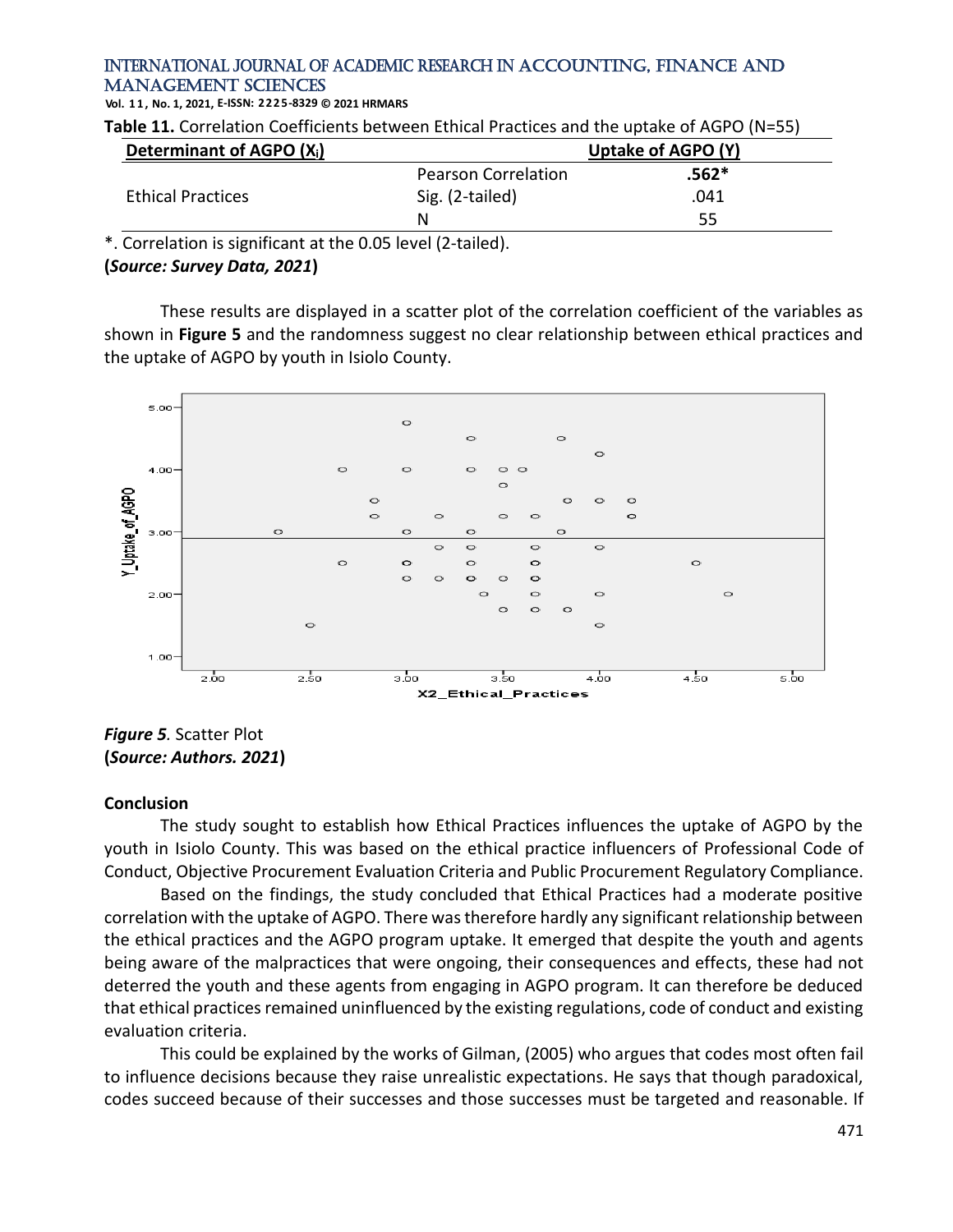**Table 11.** Correlation Coefficients between Ethical Practices and the uptake of AGPO (N=55)

| Determinant of AGPO ($X_i$) | | Uptake of AGPO (Y) |
|---|---|---|
| Ethical Practices | Pearson Correlation | **.562*** |
| | Sig. (2-tailed) | .041 |
| | N | 55 |

*. Correlation is significant at the 0.05 level (2-tailed).
**(*Source: Survey Data, 2021*)**

These results are displayed in a scatter plot of the correlation coefficient of the variables as shown in **Figure 5** and the randomness suggest no clear relationship between ethical practices and the uptake of AGPO by youth in Isiolo County.

***Figure 5**.* Scatter Plot
**(*Source: Authors. 2021*)**

**Conclusion**

The study sought to establish how Ethical Practices influences the uptake of AGPO by the youth in Isiolo County. This was based on the ethical practice influencers of Professional Code of Conduct, Objective Procurement Evaluation Criteria and Public Procurement Regulatory Compliance.

Based on the findings, the study concluded that Ethical Practices had a moderate positive correlation with the uptake of AGPO. There was therefore hardly any significant relationship between the ethical practices and the AGPO program uptake. It emerged that despite the youth and agents being aware of the malpractices that were ongoing, their consequences and effects, these had not deterred the youth and these agents from engaging in AGPO program. It can therefore be deduced that ethical practices remained uninfluenced by the existing regulations, code of conduct and existing evaluation criteria.

This could be explained by the works of Gilman, (2005) who argues that codes most often fail to influence decisions because they raise unrealistic expectations. He says that though paradoxical, codes succeed because of their successes and those successes must be targeted and reasonable. If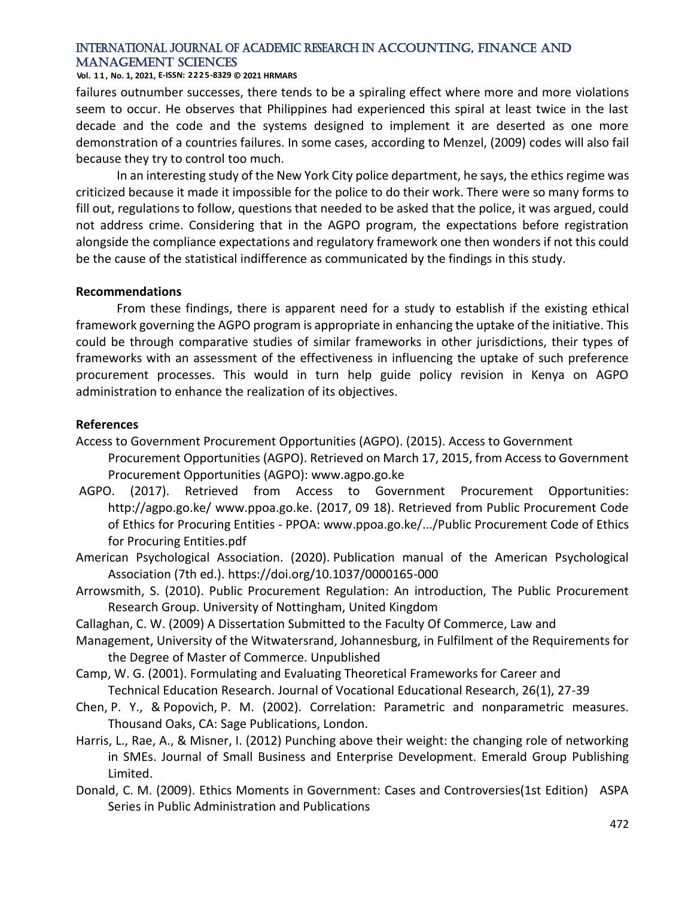failures outnumber successes, there tends to be a spiraling effect where more and more violations seem to occur. He observes that Philippines had experienced this spiral at least twice in the last decade and the code and the systems designed to implement it are deserted as one more demonstration of a countries failures. In some cases, according to Menzel, (2009) codes will also fail because they try to control too much.

In an interesting study of the New York City police department, he says, the ethics regime was criticized because it made it impossible for the police to do their work. There were so many forms to fill out, regulations to follow, questions that needed to be asked that the police, it was argued, could not address crime. Considering that in the AGPO program, the expectations before registration alongside the compliance expectations and regulatory framework one then wonders if not this could be the cause of the statistical indifference as communicated by the findings in this study.

**Recommendations**

From these findings, there is apparent need for a study to establish if the existing ethical framework governing the AGPO program is appropriate in enhancing the uptake of the initiative. This could be through comparative studies of similar frameworks in other jurisdictions, their types of frameworks with an assessment of the effectiveness in influencing the uptake of such preference procurement processes. This would in turn help guide policy revision in Kenya on AGPO administration to enhance the realization of its objectives.

**References**

Access to Government Procurement Opportunities (AGPO). (2015). Access to Government Procurement Opportunities (AGPO). Retrieved on March 17, 2015, from Access to Government Procurement Opportunities (AGPO): www.agpo.go.ke

AGPO. (2017). Retrieved from Access to Government Procurement Opportunities: http://agpo.go.ke/ www.ppoa.go.ke. (2017, 09 18). Retrieved from Public Procurement Code of Ethics for Procuring Entities - PPOA: www.ppoa.go.ke/.../Public Procurement Code of Ethics for Procuring Entities.pdf

American Psychological Association. (2020). Publication manual of the American Psychological Association (7th ed.). https://doi.org/10.1037/0000165-000

Arrowsmith, S. (2010). Public Procurement Regulation: An introduction, The Public Procurement Research Group. University of Nottingham, United Kingdom

Callaghan, C. W. (2009) A Dissertation Submitted to the Faculty Of Commerce, Law and Management, University of the Witwatersrand, Johannesburg, in Fulfilment of the Requirements for the Degree of Master of Commerce. Unpublished

Camp, W. G. (2001). Formulating and Evaluating Theoretical Frameworks for Career and Technical Education Research. Journal of Vocational Educational Research, 26(1), 27-39

Chen, P. Y., & Popovich, P. M. (2002). Correlation: Parametric and nonparametric measures. Thousand Oaks, CA: Sage Publications, London.

Harris, L., Rae, A., & Misner, I. (2012) Punching above their weight: the changing role of networking in SMEs. Journal of Small Business and Enterprise Development. Emerald Group Publishing Limited.

Donald, C. M. (2009). Ethics Moments in Government: Cases and Controversies(1st Edition) ASPA Series in Public Administration and Publications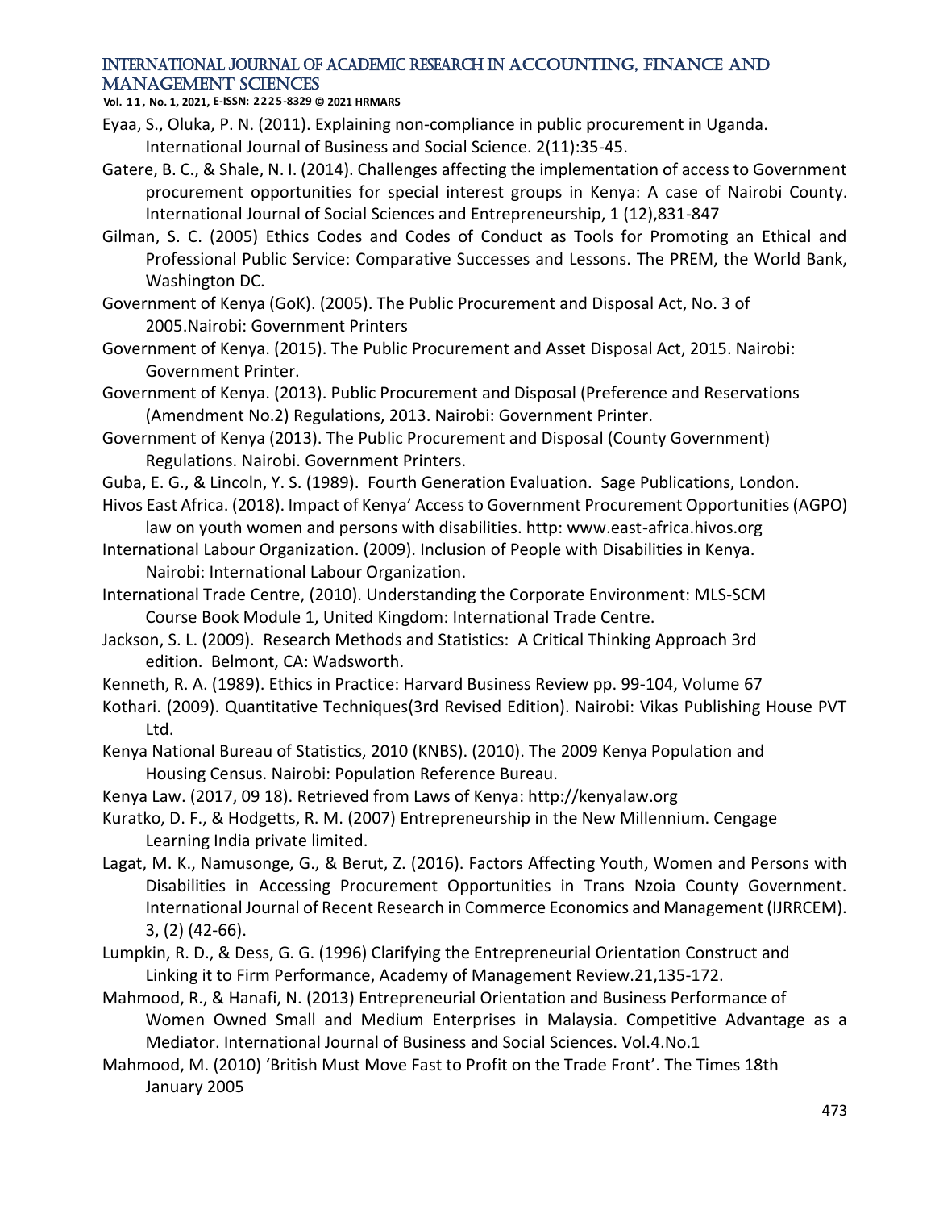Eyaa, S., Oluka, P. N. (2011). Explaining non-compliance in public procurement in Uganda. International Journal of Business and Social Science. 2(11):35-45.

Gatere, B. C., & Shale, N. I. (2014). Challenges affecting the implementation of access to Government procurement opportunities for special interest groups in Kenya: A case of Nairobi County. International Journal of Social Sciences and Entrepreneurship, 1 (12),831-847

Gilman, S. C. (2005) Ethics Codes and Codes of Conduct as Tools for Promoting an Ethical and Professional Public Service: Comparative Successes and Lessons. The PREM, the World Bank, Washington DC.

Government of Kenya (GoK). (2005). The Public Procurement and Disposal Act, No. 3 of 2005.Nairobi: Government Printers

Government of Kenya. (2015). The Public Procurement and Asset Disposal Act, 2015. Nairobi: Government Printer.

Government of Kenya. (2013). Public Procurement and Disposal (Preference and Reservations (Amendment No.2) Regulations, 2013. Nairobi: Government Printer.

Government of Kenya (2013). The Public Procurement and Disposal (County Government) Regulations. Nairobi. Government Printers.

Guba, E. G., & Lincoln, Y. S. (1989). Fourth Generation Evaluation. Sage Publications, London.

Hivos East Africa. (2018). Impact of Kenya' Access to Government Procurement Opportunities (AGPO) law on youth women and persons with disabilities. http: www.east-africa.hivos.org

International Labour Organization. (2009). Inclusion of People with Disabilities in Kenya. Nairobi: International Labour Organization.

International Trade Centre, (2010). Understanding the Corporate Environment: MLS-SCM Course Book Module 1, United Kingdom: International Trade Centre.

Jackson, S. L. (2009). Research Methods and Statistics: A Critical Thinking Approach 3rd edition. Belmont, CA: Wadsworth.

Kenneth, R. A. (1989). Ethics in Practice: Harvard Business Review pp. 99-104, Volume 67

Kothari. (2009). Quantitative Techniques(3rd Revised Edition). Nairobi: Vikas Publishing House PVT Ltd.

Kenya National Bureau of Statistics, 2010 (KNBS). (2010). The 2009 Kenya Population and Housing Census. Nairobi: Population Reference Bureau.

Kenya Law. (2017, 09 18). Retrieved from Laws of Kenya: http://kenyalaw.org

Kuratko, D. F., & Hodgetts, R. M. (2007) Entrepreneurship in the New Millennium. Cengage Learning India private limited.

Lagat, M. K., Namusonge, G., & Berut, Z. (2016). Factors Affecting Youth, Women and Persons with Disabilities in Accessing Procurement Opportunities in Trans Nzoia County Government. International Journal of Recent Research in Commerce Economics and Management (IJRRCEM). 3, (2) (42-66).

Lumpkin, R. D., & Dess, G. G. (1996) Clarifying the Entrepreneurial Orientation Construct and Linking it to Firm Performance, Academy of Management Review.21,135-172.

Mahmood, R., & Hanafi, N. (2013) Entrepreneurial Orientation and Business Performance of Women Owned Small and Medium Enterprises in Malaysia. Competitive Advantage as a Mediator. International Journal of Business and Social Sciences. Vol.4.No.1

Mahmood, M. (2010) 'British Must Move Fast to Profit on the Trade Front'. The Times 18th January 2005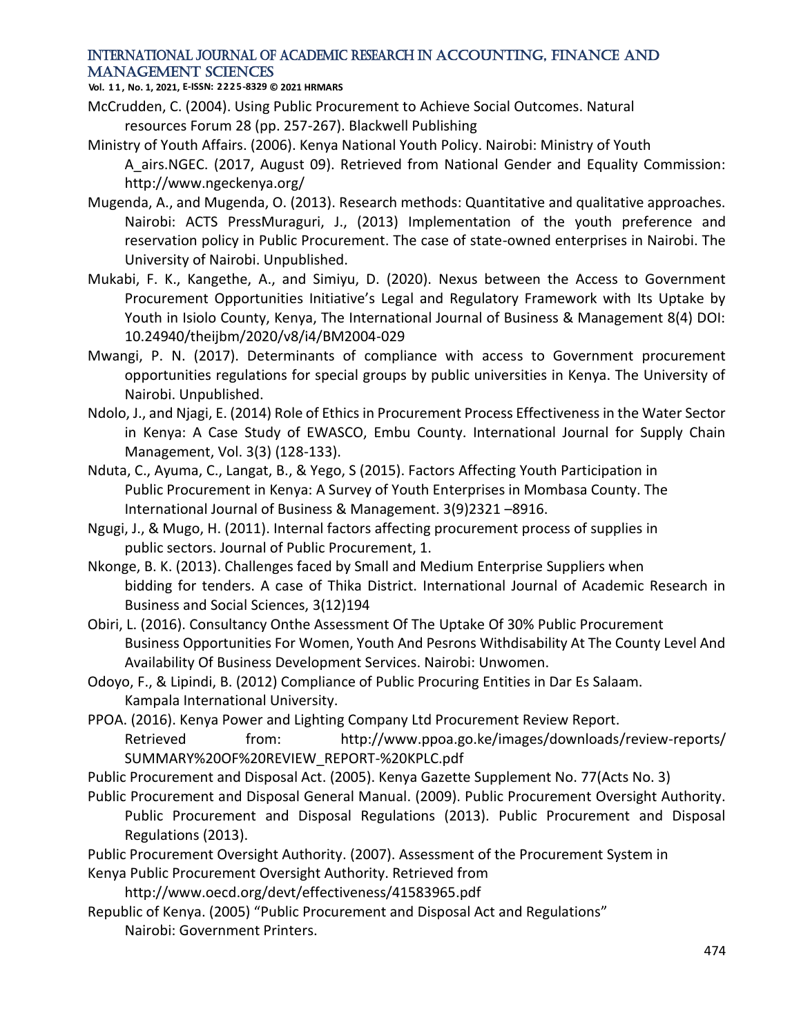McCrudden, C. (2004). Using Public Procurement to Achieve Social Outcomes. Natural resources Forum 28 (pp. 257-267). Blackwell Publishing

Ministry of Youth Affairs. (2006). Kenya National Youth Policy. Nairobi: Ministry of Youth A_airs.NGEC. (2017, August 09). Retrieved from National Gender and Equality Commission: http://www.ngeckenya.org/

Mugenda, A., and Mugenda, O. (2013). Research methods: Quantitative and qualitative approaches. Nairobi: ACTS PressMuraguri, J., (2013) Implementation of the youth preference and reservation policy in Public Procurement. The case of state-owned enterprises in Nairobi. The University of Nairobi. Unpublished.

Mukabi, F. K., Kangethe, A., and Simiyu, D. (2020). Nexus between the Access to Government Procurement Opportunities Initiative's Legal and Regulatory Framework with Its Uptake by Youth in Isiolo County, Kenya, The International Journal of Business & Management 8(4) DOI: 10.24940/theijbm/2020/v8/i4/BM2004-029

Mwangi, P. N. (2017). Determinants of compliance with access to Government procurement opportunities regulations for special groups by public universities in Kenya. The University of Nairobi. Unpublished.

Ndolo, J., and Njagi, E. (2014) Role of Ethics in Procurement Process Effectiveness in the Water Sector in Kenya: A Case Study of EWASCO, Embu County. International Journal for Supply Chain Management, Vol. 3(3) (128-133).

Nduta, C., Ayuma, C., Langat, B., & Yego, S (2015). Factors Affecting Youth Participation in Public Procurement in Kenya: A Survey of Youth Enterprises in Mombasa County. The International Journal of Business & Management. 3(9)2321 –8916.

Ngugi, J., & Mugo, H. (2011). Internal factors affecting procurement process of supplies in public sectors. Journal of Public Procurement, 1.

Nkonge, B. K. (2013). Challenges faced by Small and Medium Enterprise Suppliers when bidding for tenders. A case of Thika District. International Journal of Academic Research in Business and Social Sciences, 3(12)194

Obiri, L. (2016). Consultancy Onthe Assessment Of The Uptake Of 30% Public Procurement Business Opportunities For Women, Youth And Pesrons Withdisability At The County Level And Availability Of Business Development Services. Nairobi: Unwomen.

Odoyo, F., & Lipindi, B. (2012) Compliance of Public Procuring Entities in Dar Es Salaam. Kampala International University.

PPOA. (2016). Kenya Power and Lighting Company Ltd Procurement Review Report. Retrieved from: http://www.ppoa.go.ke/images/downloads/review-reports/SUMMARY%20OF%20REVIEW_REPORT-%20KPLC.pdf

Public Procurement and Disposal Act. (2005). Kenya Gazette Supplement No. 77(Acts No. 3)

Public Procurement and Disposal General Manual. (2009). Public Procurement Oversight Authority. Public Procurement and Disposal Regulations (2013). Public Procurement and Disposal Regulations (2013).

Public Procurement Oversight Authority. (2007). Assessment of the Procurement System in Kenya Public Procurement Oversight Authority. Retrieved from http://www.oecd.org/devt/effectiveness/41583965.pdf

Republic of Kenya. (2005) "Public Procurement and Disposal Act and Regulations" Nairobi: Government Printers.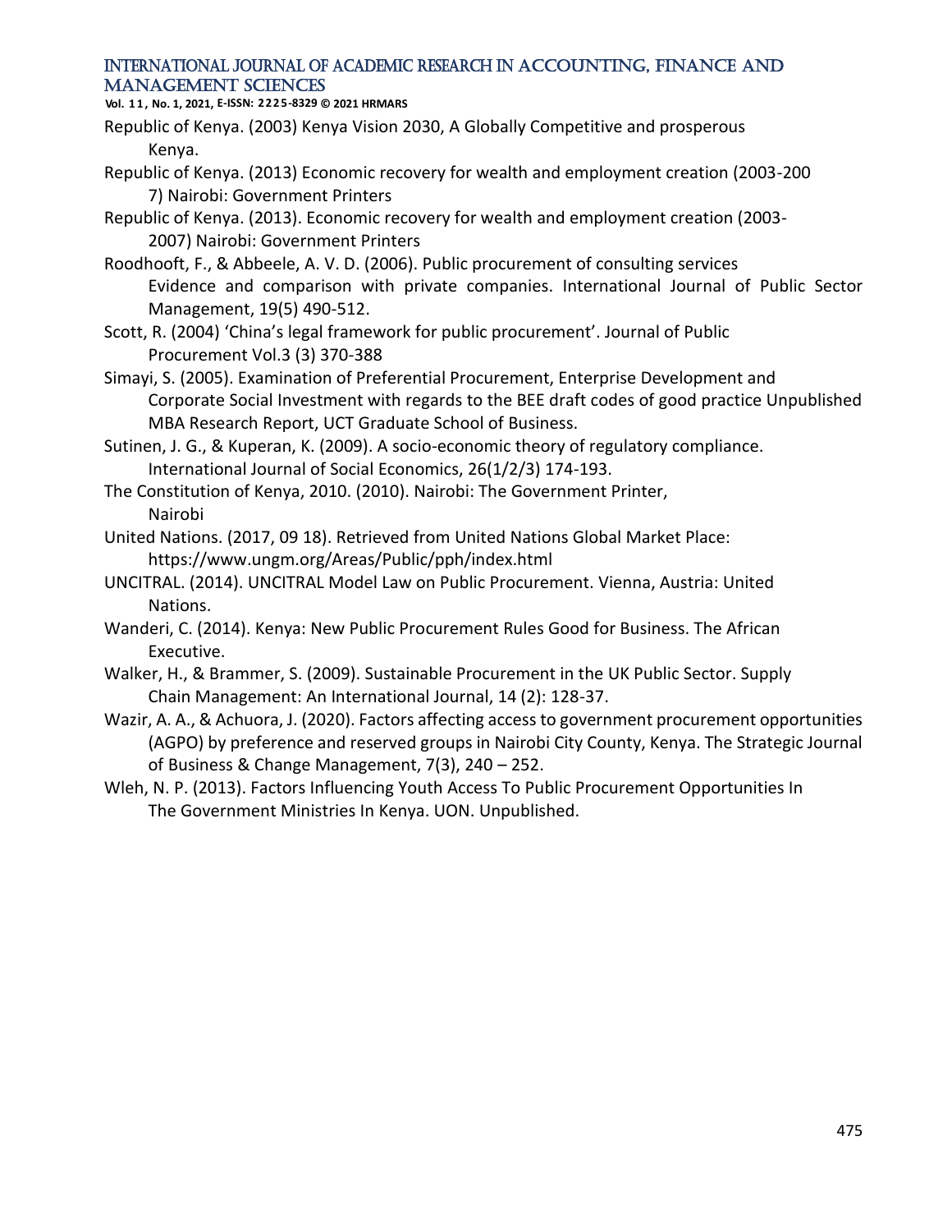Republic of Kenya. (2003) Kenya Vision 2030, A Globally Competitive and prosperous Kenya.

Republic of Kenya. (2013) Economic recovery for wealth and employment creation (2003-200 7) Nairobi: Government Printers

Republic of Kenya. (2013). Economic recovery for wealth and employment creation (2003-2007) Nairobi: Government Printers

Roodhooft, F., & Abbeele, A. V. D. (2006). Public procurement of consulting services Evidence and comparison with private companies. International Journal of Public Sector Management, 19(5) 490-512.

Scott, R. (2004) 'China's legal framework for public procurement'. Journal of Public Procurement Vol.3 (3) 370-388

Simayi, S. (2005). Examination of Preferential Procurement, Enterprise Development and Corporate Social Investment with regards to the BEE draft codes of good practice Unpublished MBA Research Report, UCT Graduate School of Business.

Sutinen, J. G., & Kuperan, K. (2009). A socio-economic theory of regulatory compliance. International Journal of Social Economics, 26(1/2/3) 174-193.

The Constitution of Kenya, 2010. (2010). Nairobi: The Government Printer, Nairobi

United Nations. (2017, 09 18). Retrieved from United Nations Global Market Place: https://www.ungm.org/Areas/Public/pph/index.html

UNCITRAL. (2014). UNCITRAL Model Law on Public Procurement. Vienna, Austria: United Nations.

Wanderi, C. (2014). Kenya: New Public Procurement Rules Good for Business. The African Executive.

Walker, H., & Brammer, S. (2009). Sustainable Procurement in the UK Public Sector. Supply Chain Management: An International Journal, 14 (2): 128-37.

Wazir, A. A., & Achuora, J. (2020). Factors affecting access to government procurement opportunities (AGPO) by preference and reserved groups in Nairobi City County, Kenya. The Strategic Journal of Business & Change Management, 7(3), 240 – 252.

Wleh, N. P. (2013). Factors Influencing Youth Access To Public Procurement Opportunities In The Government Ministries In Kenya. UON. Unpublished.